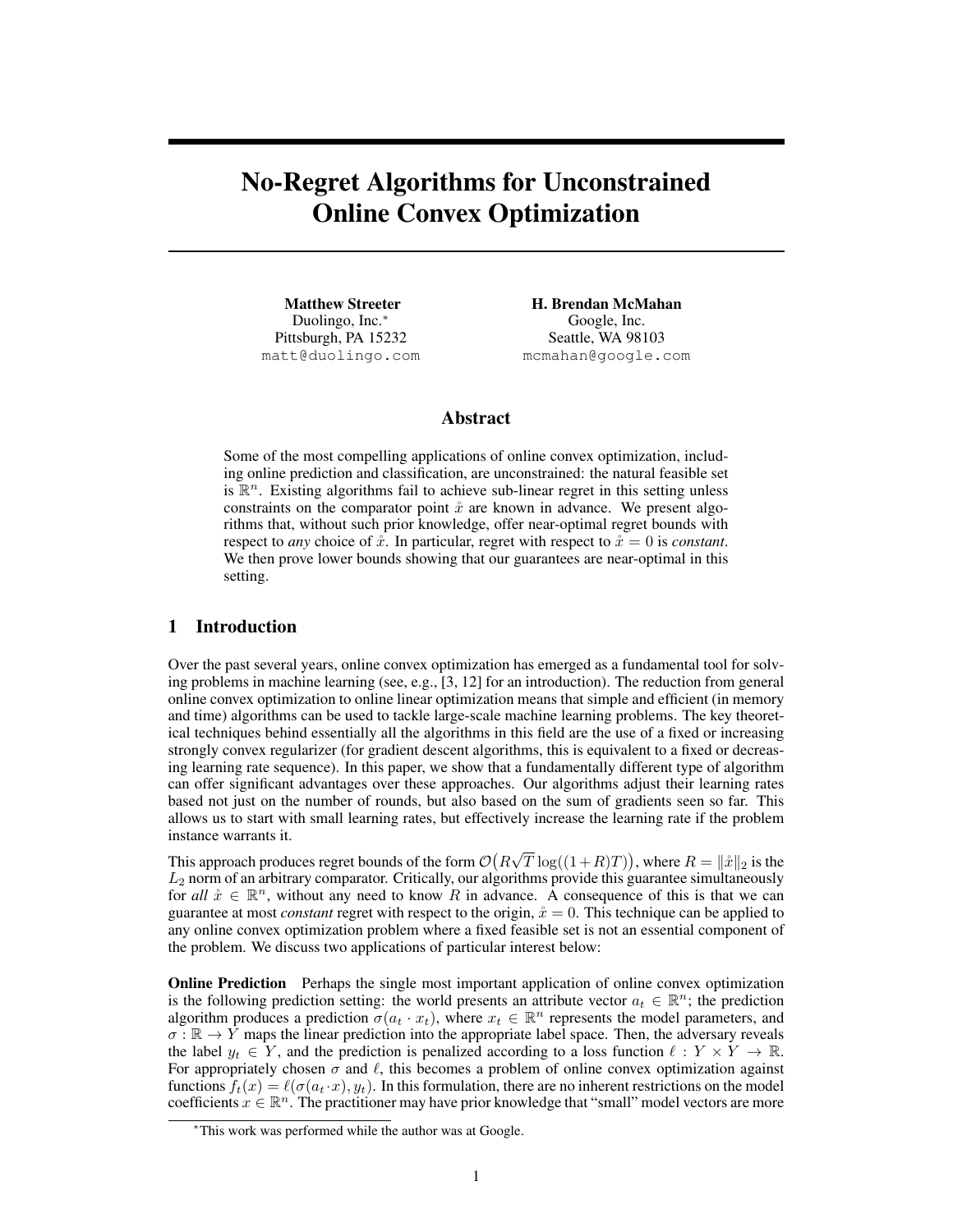# No-Regret Algorithms for Unconstrained Online Convex Optimization

**Matthew Streeter**
Duolingo, Inc.[*]
Pittsburgh, PA 15232
matt@duolingo.com

**H. Brendan McMahan**
Google, Inc.
Seattle, WA 98103
mcmahan@google.com

## Abstract

Some of the most compelling applications of online convex optimization, including online prediction and classification, are unconstrained: the natural feasible set is $\mathbb{R}^n$. Existing algorithms fail to achieve sub-linear regret in this setting unless constraints on the comparator point $\mathring{x}$ are known in advance. We present algorithms that, without such prior knowledge, offer near-optimal regret bounds with respect to *any* choice of $\mathring{x}$. In particular, regret with respect to $\mathring{x} = 0$ is *constant*. We then prove lower bounds showing that our guarantees are near-optimal in this setting.

## 1 Introduction

Over the past several years, online convex optimization has emerged as a fundamental tool for solving problems in machine learning (see, e.g., [3, 12] for an introduction). The reduction from general online convex optimization to online linear optimization means that simple and efficient (in memory and time) algorithms can be used to tackle large-scale machine learning problems. The key theoretical techniques behind essentially all the algorithms in this field are the use of a fixed or increasing strongly convex regularizer (for gradient descent algorithms, this is equivalent to a fixed or decreasing learning rate sequence). In this paper, we show that a fundamentally different type of algorithm can offer significant advantages over these approaches. Our algorithms adjust their learning rates based not just on the number of rounds, but also based on the sum of gradients seen so far. This allows us to start with small learning rates, but effectively increase the learning rate if the problem instance warrants it.

This approach produces regret bounds of the form $\mathcal{O}\big(R\sqrt{T}\log((1+R)T)\big)$, where $R = \|\mathring{x}\|_2$ is the $L_2$ norm of an arbitrary comparator. Critically, our algorithms provide this guarantee simultaneously for *all* $\mathring{x} \in \mathbb{R}^n$, without any need to know $R$ in advance. A consequence of this is that we can guarantee at most *constant* regret with respect to the origin, $\mathring{x} = 0$. This technique can be applied to any online convex optimization problem where a fixed feasible set is not an essential component of the problem. We discuss two applications of particular interest below:

**Online Prediction** Perhaps the single most important application of online convex optimization is the following prediction setting: the world presents an attribute vector $a_t \in \mathbb{R}^n$; the prediction algorithm produces a prediction $\sigma(a_t \cdot x_t)$, where $x_t \in \mathbb{R}^n$ represents the model parameters, and $\sigma : \mathbb{R} \to Y$ maps the linear prediction into the appropriate label space. Then, the adversary reveals the label $y_t \in Y$, and the prediction is penalized according to a loss function $\ell : Y \times Y \to \mathbb{R}$. For appropriately chosen $\sigma$ and $\ell$, this becomes a problem of online convex optimization against functions $f_t(x) = \ell(\sigma(a_t \cdot x), y_t)$. In this formulation, there are no inherent restrictions on the model coefficients $x \in \mathbb{R}^n$. The practitioner may have prior knowledge that "small" model vectors are more

[*]This work was performed while the author was at Google.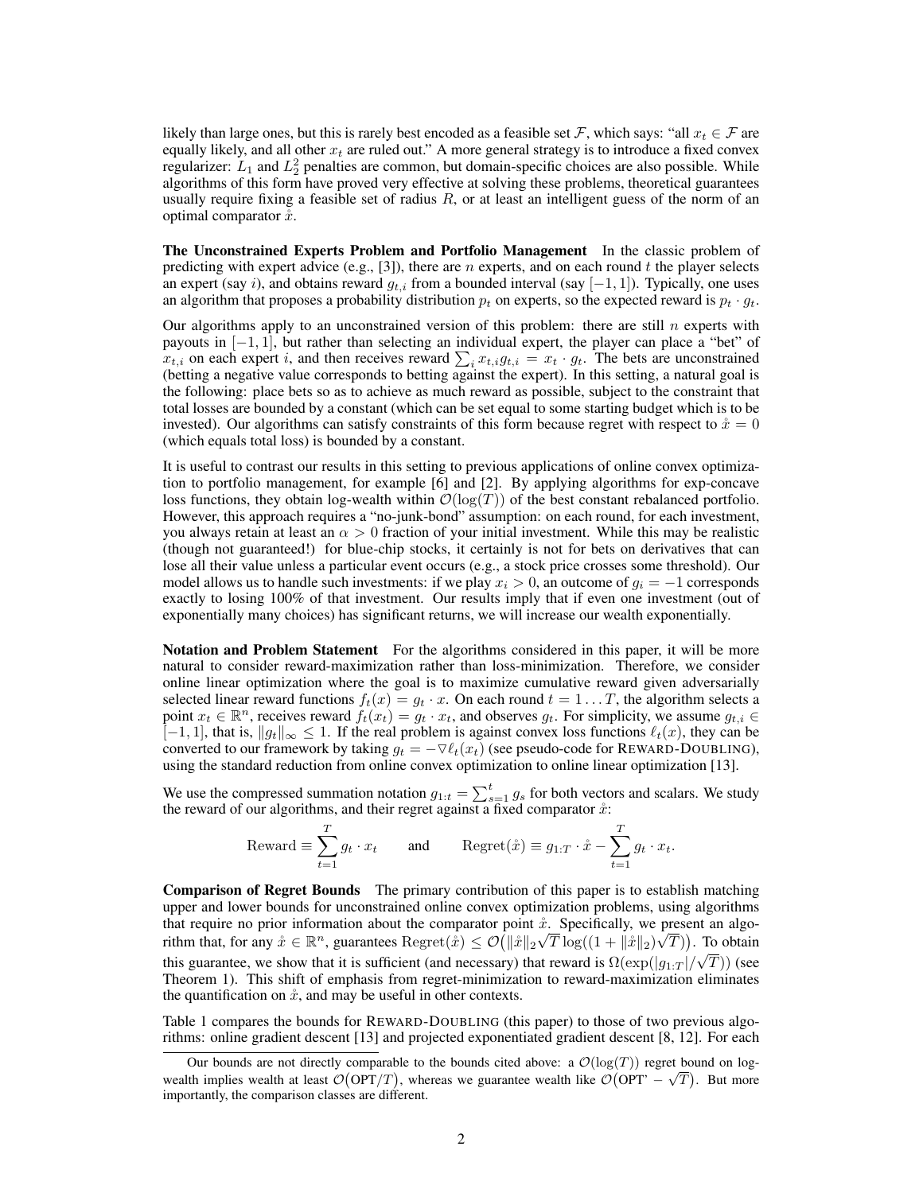likely than large ones, but this is rarely best encoded as a feasible set $\mathcal{F}$, which says: "all $x_t \in \mathcal{F}$ are equally likely, and all other $x_t$ are ruled out." A more general strategy is to introduce a fixed convex regularizer: $L_1$ and $L_2^2$ penalties are common, but domain-specific choices are also possible. While algorithms of this form have proved very effective at solving these problems, theoretical guarantees usually require fixing a feasible set of radius $R$, or at least an intelligent guess of the norm of an optimal comparator $\mathring{x}$.

**The Unconstrained Experts Problem and Portfolio Management** In the classic problem of predicting with expert advice (e.g., [3]), there are $n$ experts, and on each round $t$ the player selects an expert (say $i$), and obtains reward $g_{t,i}$ from a bounded interval (say $[-1, 1]$). Typically, one uses an algorithm that proposes a probability distribution $p_t$ on experts, so the expected reward is $p_t \cdot g_t$.

Our algorithms apply to an unconstrained version of this problem: there are still $n$ experts with payouts in $[-1, 1]$, but rather than selecting an individual expert, the player can place a "bet" of $x_{t,i}$ on each expert $i$, and then receives reward $\sum_i x_{t,i} g_{t,i} = x_t \cdot g_t$. The bets are unconstrained (betting a negative value corresponds to betting against the expert). In this setting, a natural goal is the following: place bets so as to achieve as much reward as possible, subject to the constraint that total losses are bounded by a constant (which can be set equal to some starting budget which is to be invested). Our algorithms can satisfy constraints of this form because regret with respect to $\mathring{x} = 0$ (which equals total loss) is bounded by a constant.

It is useful to contrast our results in this setting to previous applications of online convex optimization to portfolio management, for example [6] and [2]. By applying algorithms for exp-concave loss functions, they obtain log-wealth within $\mathcal{O}(\log(T))$ of the best constant rebalanced portfolio. However, this approach requires a "no-junk-bond" assumption: on each round, for each investment, you always retain at least an $\alpha > 0$ fraction of your initial investment. While this may be realistic (though not guaranteed!) for blue-chip stocks, it certainly is not for bets on derivatives that can lose all their value unless a particular event occurs (e.g., a stock price crosses some threshold). Our model allows us to handle such investments: if we play $x_i > 0$, an outcome of $g_i = -1$ corresponds exactly to losing 100% of that investment. Our results imply that if even one investment (out of exponentially many choices) has significant returns, we will increase our wealth exponentially.

**Notation and Problem Statement** For the algorithms considered in this paper, it will be more natural to consider reward-maximization rather than loss-minimization. Therefore, we consider online linear optimization where the goal is to maximize cumulative reward given adversarially selected linear reward functions $f_t(x) = g_t \cdot x$. On each round $t = 1 \ldots T$, the algorithm selects a point $x_t \in \mathbb{R}^n$, receives reward $f_t(x_t) = g_t \cdot x_t$, and observes $g_t$. For simplicity, we assume $g_{t,i} \in [-1, 1]$, that is, $\|g_t\|_\infty \leq 1$. If the real problem is against convex loss functions $\ell_t(x)$, they can be converted to our framework by taking $g_t = -\triangledown \ell_t(x_t)$ (see pseudo-code for REWARD-DOUBLING), using the standard reduction from online convex optimization to online linear optimization [13].

We use the compressed summation notation $g_{1:t} = \sum_{s=1}^{t} g_s$ for both vectors and scalars. We study the reward of our algorithms, and their regret against a fixed comparator $\mathring{x}$:

$$\text{Reward} \equiv \sum_{t=1}^{T} g_t \cdot x_t \qquad \text{and} \qquad \text{Regret}(\mathring{x}) \equiv g_{1:T} \cdot \mathring{x} - \sum_{t=1}^{T} g_t \cdot x_t.$$

**Comparison of Regret Bounds** The primary contribution of this paper is to establish matching upper and lower bounds for unconstrained online convex optimization problems, using algorithms that require no prior information about the comparator point $\mathring{x}$. Specifically, we present an algorithm that, for any $\mathring{x} \in \mathbb{R}^n$, guarantees $\text{Regret}(\mathring{x}) \leq \mathcal{O}\big(\|\mathring{x}\|_2 \sqrt{T} \log((1 + \|\mathring{x}\|_2)\sqrt{T})\big)$. To obtain this guarantee, we show that it is sufficient (and necessary) that reward is $\Omega(\exp(|g_{1:T}|/\sqrt{T}))$ (see Theorem 1). This shift of emphasis from regret-minimization to reward-maximization eliminates the quantification on $\mathring{x}$, and may be useful in other contexts.

Table 1 compares the bounds for REWARD-DOUBLING (this paper) to those of two previous algorithms: online gradient descent [13] and projected exponentiated gradient descent [8, 12]. For each

Our bounds are not directly comparable to the bounds cited above: a $\mathcal{O}(\log(T))$ regret bound on log-wealth implies wealth at least $\mathcal{O}(\text{OPT}/T)$, whereas we guarantee wealth like $\mathcal{O}(\text{OPT}' - \sqrt{T})$. But more importantly, the comparison classes are different.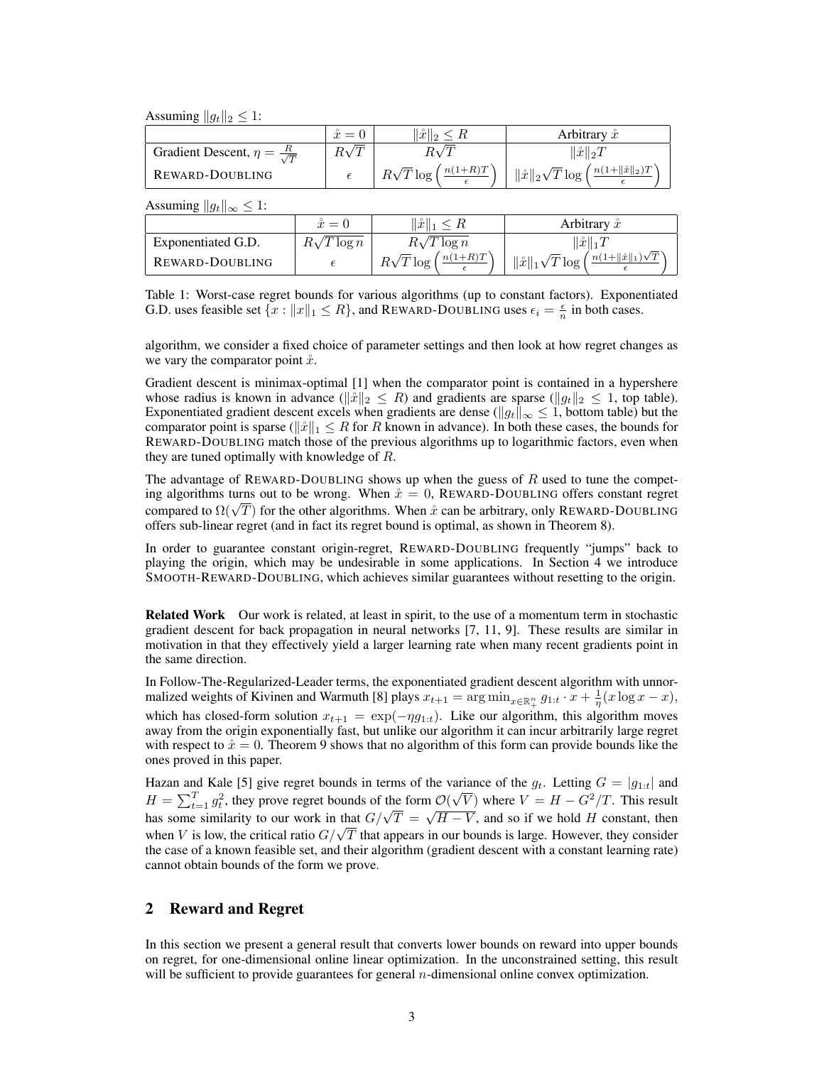Assuming $\|g_t\|_2 \leq 1$:

| | $\mathring{x} = 0$ | $\|\mathring{x}\|_2 \leq R$ | Arbitrary $\mathring{x}$ |
|---|---|---|---|
| Gradient Descent, $\eta = \frac{R}{\sqrt{T}}$ | $R\sqrt{T}$ | $R\sqrt{T}$ | $\|\mathring{x}\|_2 T$ |
| REWARD-DOUBLING | $\epsilon$ | $R\sqrt{T}\log\left(\frac{n(1+R)T}{\epsilon}\right)$ | $\|\mathring{x}\|_2\sqrt{T}\log\left(\frac{n(1+\|\mathring{x}\|_2)T}{\epsilon}\right)$ |

Assuming $\|g_t\|_\infty \leq 1$:

| | $\mathring{x} = 0$ | $\|\mathring{x}\|_1 \leq R$ | Arbitrary $\mathring{x}$ |
|---|---|---|---|
| Exponentiated G.D. | $R\sqrt{T\log n}$ | $R\sqrt{T\log n}$ | $\|\mathring{x}\|_1 T$ |
| REWARD-DOUBLING | $\epsilon$ | $R\sqrt{T}\log\left(\frac{n(1+R)T}{\epsilon}\right)$ | $\|\mathring{x}\|_1\sqrt{T}\log\left(\frac{n(1+\|\mathring{x}\|_1)\sqrt{T}}{\epsilon}\right)$ |

Table 1: Worst-case regret bounds for various algorithms (up to constant factors). Exponentiated G.D. uses feasible set $\{x : \|x\|_1 \leq R\}$, and REWARD-DOUBLING uses $\epsilon_i = \frac{\epsilon}{n}$ in both cases.

algorithm, we consider a fixed choice of parameter settings and then look at how regret changes as we vary the comparator point $\mathring{x}$.

Gradient descent is minimax-optimal [1] when the comparator point is contained in a hypershere whose radius is known in advance ($\|\mathring{x}\|_2 \leq R$) and gradients are sparse ($\|g_t\|_2 \leq 1$, top table). Exponentiated gradient descent excels when gradients are dense ($\|g_t\|_\infty \leq 1$, bottom table) but the comparator point is sparse ($\|\mathring{x}\|_1 \leq R$ for $R$ known in advance). In both these cases, the bounds for REWARD-DOUBLING match those of the previous algorithms up to logarithmic factors, even when they are tuned optimally with knowledge of $R$.

The advantage of REWARD-DOUBLING shows up when the guess of $R$ used to tune the competing algorithms turns out to be wrong. When $\mathring{x} = 0$, REWARD-DOUBLING offers constant regret compared to $\Omega(\sqrt{T})$ for the other algorithms. When $\mathring{x}$ can be arbitrary, only REWARD-DOUBLING offers sub-linear regret (and in fact its regret bound is optimal, as shown in Theorem 8).

In order to guarantee constant origin-regret, REWARD-DOUBLING frequently "jumps" back to playing the origin, which may be undesirable in some applications. In Section 4 we introduce SMOOTH-REWARD-DOUBLING, which achieves similar guarantees without resetting to the origin.

**Related Work** Our work is related, at least in spirit, to the use of a momentum term in stochastic gradient descent for back propagation in neural networks [7, 11, 9]. These results are similar in motivation in that they effectively yield a larger learning rate when many recent gradients point in the same direction.

In Follow-The-Regularized-Leader terms, the exponentiated gradient descent algorithm with unnormalized weights of Kivinen and Warmuth [8] plays $x_{t+1} = \arg\min_{x \in \mathbb{R}^n_+} g_{1:t} \cdot x + \frac{1}{\eta}(x \log x - x)$, which has closed-form solution $x_{t+1} = \exp(-\eta g_{1:t})$. Like our algorithm, this algorithm moves away from the origin exponentially fast, but unlike our algorithm it can incur arbitrarily large regret with respect to $\mathring{x} = 0$. Theorem 9 shows that no algorithm of this form can provide bounds like the ones proved in this paper.

Hazan and Kale [5] give regret bounds in terms of the variance of the $g_t$. Letting $G = |g_{1:t}|$ and $H = \sum_{t=1}^T g_t^2$, they prove regret bounds of the form $\mathcal{O}(\sqrt{V})$ where $V = H - G^2/T$. This result has some similarity to our work in that $G/\sqrt{T} = \sqrt{H - V}$, and so if we hold $H$ constant, then when $V$ is low, the critical ratio $G/\sqrt{T}$ that appears in our bounds is large. However, they consider the case of a known feasible set, and their algorithm (gradient descent with a constant learning rate) cannot obtain bounds of the form we prove.

## 2 Reward and Regret

In this section we present a general result that converts lower bounds on reward into upper bounds on regret, for one-dimensional online linear optimization. In the unconstrained setting, this result will be sufficient to provide guarantees for general $n$-dimensional online convex optimization.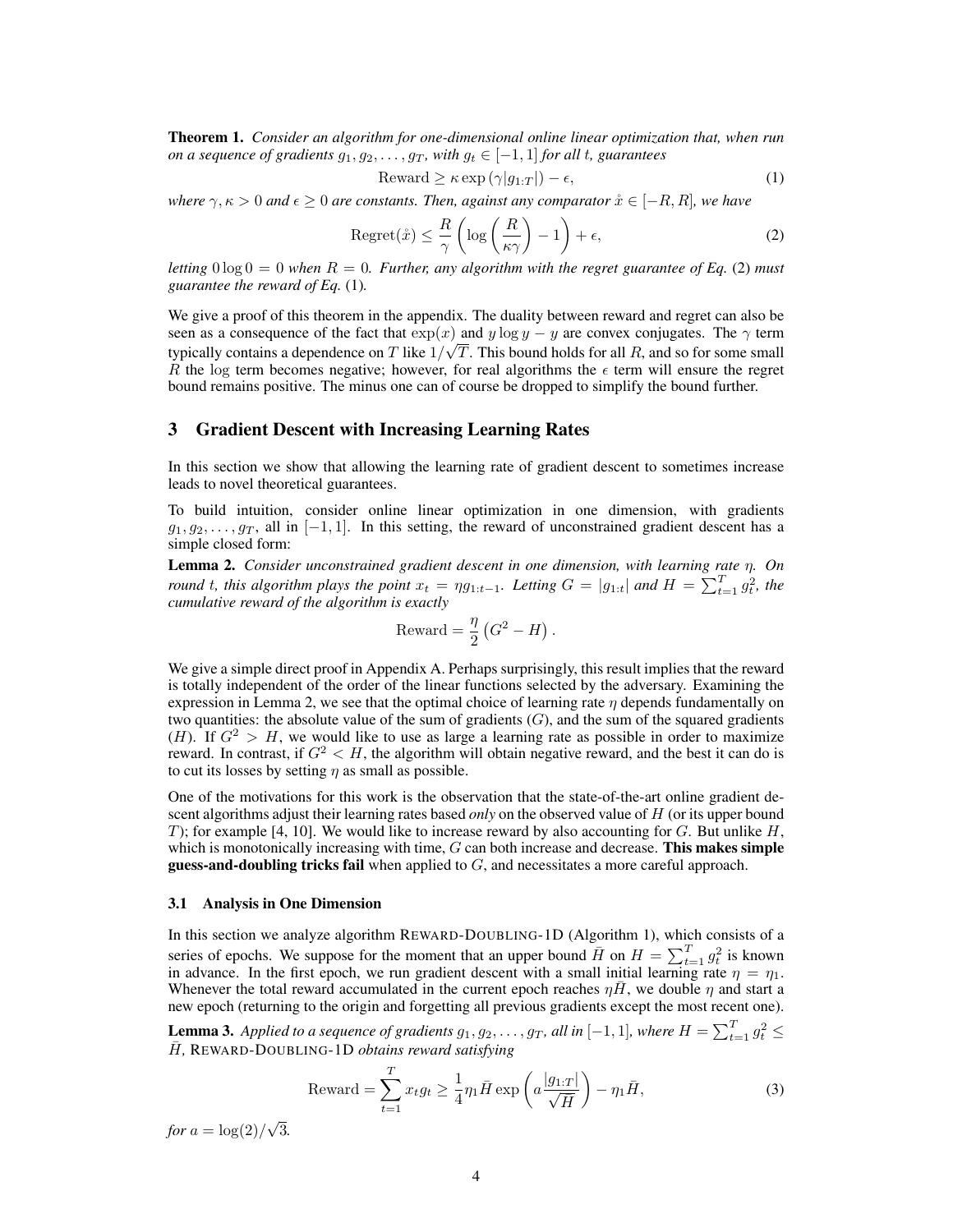**Theorem 1.** *Consider an algorithm for one-dimensional online linear optimization that, when run on a sequence of gradients $g_1, g_2, \ldots, g_T$, with $g_t \in [-1, 1]$ for all $t$, guarantees*

$$\text{Reward} \geq \kappa \exp\left(\gamma |g_{1:T}|\right) - \epsilon, \tag{1}$$

*where $\gamma, \kappa > 0$ and $\epsilon \geq 0$ are constants. Then, against any comparator $\mathring{x} \in [-R, R]$, we have*

$$\text{Regret}(\mathring{x}) \leq \frac{R}{\gamma}\left(\log\left(\frac{R}{\kappa\gamma}\right) - 1\right) + \epsilon, \tag{2}$$

*letting $0 \log 0 = 0$ when $R = 0$. Further, any algorithm with the regret guarantee of Eq.* (2) *must guarantee the reward of Eq.* (1)*.*

We give a proof of this theorem in the appendix. The duality between reward and regret can also be seen as a consequence of the fact that $\exp(x)$ and $y \log y - y$ are convex conjugates. The $\gamma$ term typically contains a dependence on $T$ like $1/\sqrt{T}$. This bound holds for all $R$, and so for some small $R$ the log term becomes negative; however, for real algorithms the $\epsilon$ term will ensure the regret bound remains positive. The minus one can of course be dropped to simplify the bound further.

## 3 Gradient Descent with Increasing Learning Rates

In this section we show that allowing the learning rate of gradient descent to sometimes increase leads to novel theoretical guarantees.

To build intuition, consider online linear optimization in one dimension, with gradients $g_1, g_2, \ldots, g_T$, all in $[-1, 1]$. In this setting, the reward of unconstrained gradient descent has a simple closed form:

**Lemma 2.** *Consider unconstrained gradient descent in one dimension, with learning rate $\eta$. On round $t$, this algorithm plays the point $x_t = \eta g_{1:t-1}$. Letting $G = |g_{1:t}|$ and $H = \sum_{t=1}^T g_t^2$, the cumulative reward of the algorithm is exactly*

$$\text{Reward} = \frac{\eta}{2}\left(G^2 - H\right).$$

We give a simple direct proof in Appendix A. Perhaps surprisingly, this result implies that the reward is totally independent of the order of the linear functions selected by the adversary. Examining the expression in Lemma 2, we see that the optimal choice of learning rate $\eta$ depends fundamentally on two quantities: the absolute value of the sum of gradients ($G$), and the sum of the squared gradients ($H$). If $G^2 > H$, we would like to use as large a learning rate as possible in order to maximize reward. In contrast, if $G^2 < H$, the algorithm will obtain negative reward, and the best it can do is to cut its losses by setting $\eta$ as small as possible.

One of the motivations for this work is the observation that the state-of-the-art online gradient descent algorithms adjust their learning rates based *only* on the observed value of $H$ (or its upper bound $T$); for example [4, 10]. We would like to increase reward by also accounting for $G$. But unlike $H$, which is monotonically increasing with time, $G$ can both increase and decrease. **This makes simple guess-and-doubling tricks fail** when applied to $G$, and necessitates a more careful approach.

### 3.1 Analysis in One Dimension

In this section we analyze algorithm REWARD-DOUBLING-1D (Algorithm 1), which consists of a series of epochs. We suppose for the moment that an upper bound $\bar{H}$ on $H = \sum_{t=1}^T g_t^2$ is known in advance. In the first epoch, we run gradient descent with a small initial learning rate $\eta = \eta_1$. Whenever the total reward accumulated in the current epoch reaches $\eta \bar{H}$, we double $\eta$ and start a new epoch (returning to the origin and forgetting all previous gradients except the most recent one).

**Lemma 3.** *Applied to a sequence of gradients $g_1, g_2, \ldots, g_T$, all in $[-1, 1]$, where $H = \sum_{t=1}^T g_t^2 \leq \bar{H}$,* REWARD-DOUBLING-1D *obtains reward satisfying*

$$\text{Reward} = \sum_{t=1}^T x_t g_t \geq \frac{1}{4}\eta_1 \bar{H} \exp\left(a \frac{|g_{1:T}|}{\sqrt{\bar{H}}}\right) - \eta_1 \bar{H}, \tag{3}$$

*for $a = \log(2)/\sqrt{3}$.*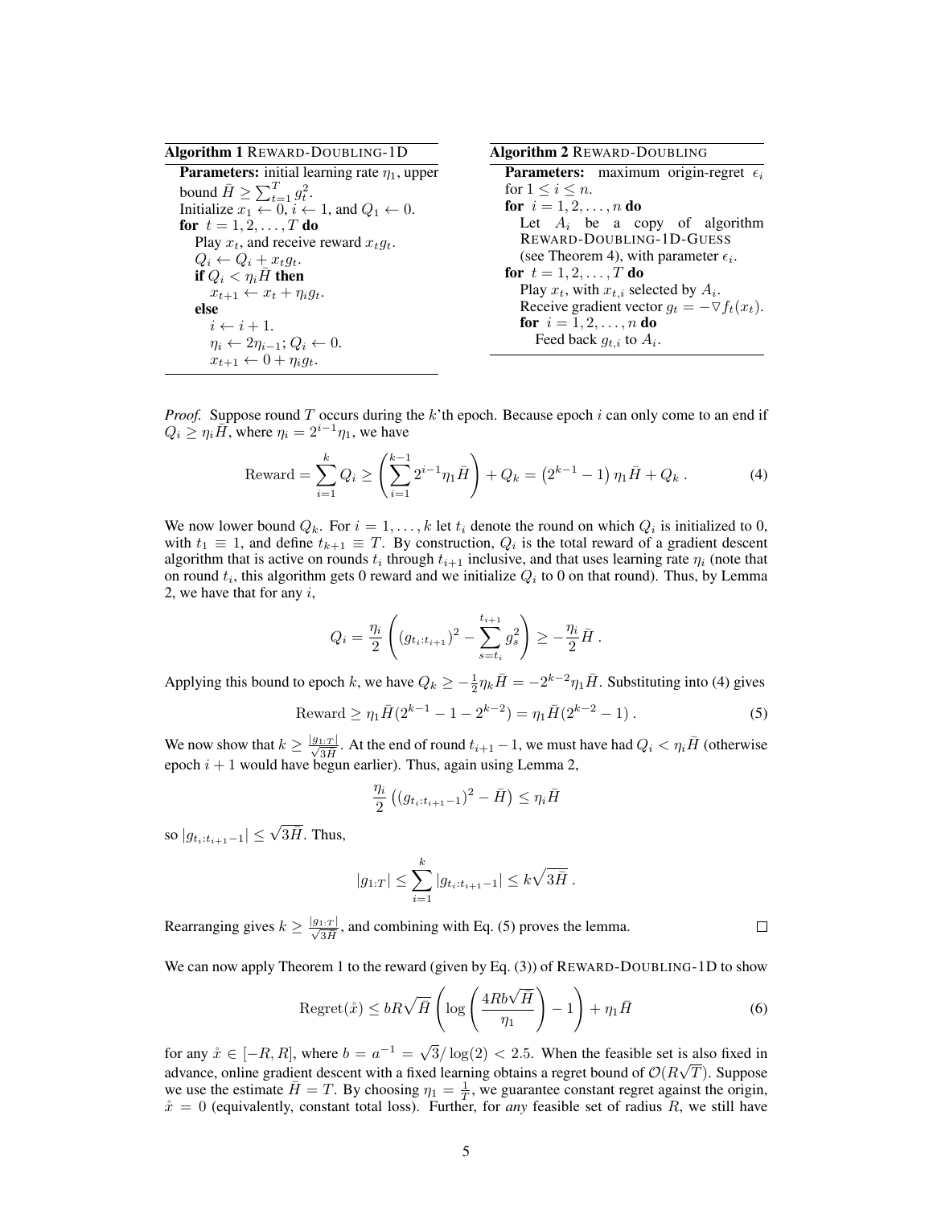**Algorithm 1** REWARD-DOUBLING-1D

```
Parameters: initial learning rate η_1, upper bound H̄ ≥ Σ_{t=1}^T g_t^2.
Initialize x_1 ← 0, i ← 1, and Q_1 ← 0.
for t = 1, 2, ..., T do
    Play x_t, and receive reward x_t g_t.
    Q_i ← Q_i + x_t g_t.
    if Q_i < η_i H̄ then
        x_{t+1} ← x_t + η_i g_t.
    else
        i ← i + 1.
        η_i ← 2η_{i−1}; Q_i ← 0.
        x_{t+1} ← 0 + η_i g_t.
```

**Algorithm 2** REWARD-DOUBLING

```
Parameters: maximum origin-regret ε_i for 1 ≤ i ≤ n.
for i = 1, 2, ..., n do
    Let A_i be a copy of algorithm REWARD-DOUBLING-1D-GUESS
    (see Theorem 4), with parameter ε_i.
for t = 1, 2, ..., T do
    Play x_t, with x_{t,i} selected by A_i.
    Receive gradient vector g_t = −∇f_t(x_t).
    for i = 1, 2, ..., n do
        Feed back g_{t,i} to A_i.
```

*Proof.* Suppose round $T$ occurs during the $k$'th epoch. Because epoch $i$ can only come to an end if $Q_i \geq \eta_i \bar{H}$, where $\eta_i = 2^{i-1}\eta_1$, we have

$$\text{Reward} = \sum_{i=1}^{k} Q_i \geq \left( \sum_{i=1}^{k-1} 2^{i-1} \eta_1 \bar{H} \right) + Q_k = \left(2^{k-1} - 1\right) \eta_1 \bar{H} + Q_k \,. \tag{4}$$

We now lower bound $Q_k$. For $i = 1, \ldots, k$ let $t_i$ denote the round on which $Q_i$ is initialized to 0, with $t_1 \equiv 1$, and define $t_{k+1} \equiv T$. By construction, $Q_i$ is the total reward of a gradient descent algorithm that is active on rounds $t_i$ through $t_{i+1}$ inclusive, and that uses learning rate $\eta_i$ (note that on round $t_i$, this algorithm gets 0 reward and we initialize $Q_i$ to 0 on that round). Thus, by Lemma 2, we have that for any $i$,

$$Q_i = \frac{\eta_i}{2} \left( (g_{t_i:t_{i+1}})^2 - \sum_{s=t_i}^{t_{i+1}} g_s^2 \right) \geq -\frac{\eta_i}{2} \bar{H} \,.$$

Applying this bound to epoch $k$, we have $Q_k \geq -\frac{1}{2}\eta_k \bar{H} = -2^{k-2}\eta_1 \bar{H}$. Substituting into (4) gives

$$\text{Reward} \geq \eta_1 \bar{H} (2^{k-1} - 1 - 2^{k-2}) = \eta_1 \bar{H} (2^{k-2} - 1) \,. \tag{5}$$

We now show that $k \geq \frac{|g_{1:T}|}{\sqrt{3\bar{H}}}$. At the end of round $t_{i+1} - 1$, we must have had $Q_i < \eta_i \bar{H}$ (otherwise epoch $i+1$ would have begun earlier). Thus, again using Lemma 2,

$$\frac{\eta_i}{2} \left( (g_{t_i:t_{i+1}-1})^2 - \bar{H} \right) \leq \eta_i \bar{H}$$

so $|g_{t_i:t_{i+1}-1}| \leq \sqrt{3\bar{H}}$. Thus,

$$|g_{1:T}| \leq \sum_{i=1}^{k} |g_{t_i:t_{i+1}-1}| \leq k\sqrt{3\bar{H}} \,.$$

Rearranging gives $k \geq \frac{|g_{1:T}|}{\sqrt{3\bar{H}}}$, and combining with Eq. (5) proves the lemma. $\square$

We can now apply Theorem 1 to the reward (given by Eq. (3)) of REWARD-DOUBLING-1D to show

$$\text{Regret}(\mathring{x}) \leq bR\sqrt{\bar{H}} \left( \log \left( \frac{4Rb\sqrt{\bar{H}}}{\eta_1} \right) - 1 \right) + \eta_1 \bar{H} \tag{6}$$

for any $\mathring{x} \in [-R, R]$, where $b = a^{-1} = \sqrt{3}/\log(2) < 2.5$. When the feasible set is also fixed in advance, online gradient descent with a fixed learning obtains a regret bound of $\mathcal{O}(R\sqrt{T})$. Suppose we use the estimate $\bar{H} = T$. By choosing $\eta_1 = \frac{1}{T}$, we guarantee constant regret against the origin, $\mathring{x} = 0$ (equivalently, constant total loss). Further, for *any* feasible set of radius $R$, we still have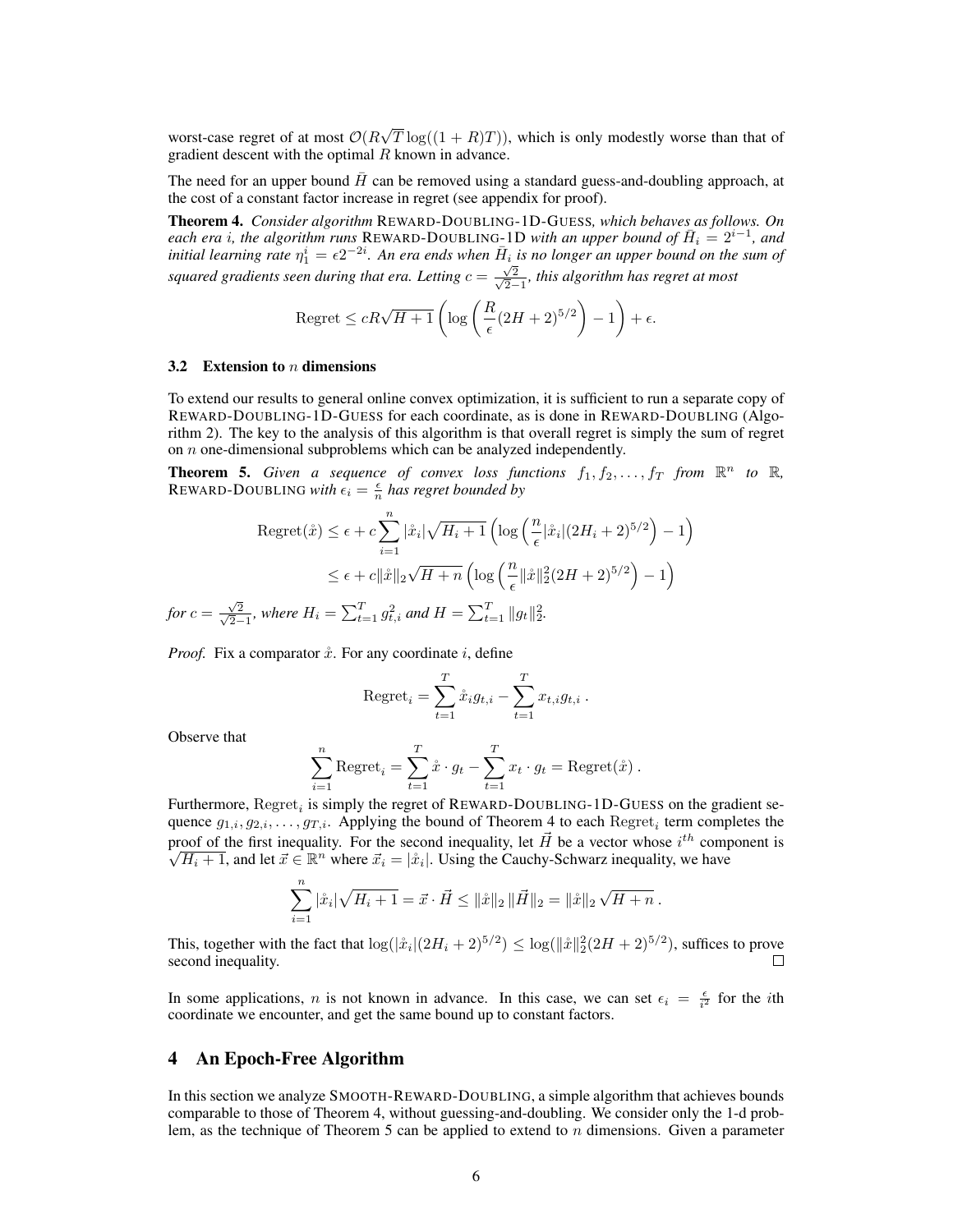worst-case regret of at most $\mathcal{O}(R\sqrt{T}\log((1+R)T))$, which is only modestly worse than that of gradient descent with the optimal $R$ known in advance.

The need for an upper bound $\bar{H}$ can be removed using a standard guess-and-doubling approach, at the cost of a constant factor increase in regret (see appendix for proof).

**Theorem 4.** *Consider algorithm* REWARD-DOUBLING-1D-GUESS*, which behaves as follows. On each era $i$, the algorithm runs* REWARD-DOUBLING-1D *with an upper bound of $\bar{H}_i = 2^{i-1}$, and initial learning rate $\eta_1^i = \epsilon 2^{-2i}$. An era ends when $\bar{H}_i$ is no longer an upper bound on the sum of squared gradients seen during that era. Letting $c = \frac{\sqrt{2}}{\sqrt{2}-1}$, this algorithm has regret at most*

$$\text{Regret} \leq cR\sqrt{H+1}\left(\log\left(\frac{R}{\epsilon}(2H+2)^{5/2}\right) - 1\right) + \epsilon.$$

### 3.2 Extension to $n$ dimensions

To extend our results to general online convex optimization, it is sufficient to run a separate copy of REWARD-DOUBLING-1D-GUESS for each coordinate, as is done in REWARD-DOUBLING (Algorithm 2). The key to the analysis of this algorithm is that overall regret is simply the sum of regret on $n$ one-dimensional subproblems which can be analyzed independently.

**Theorem 5.** *Given a sequence of convex loss functions $f_1, f_2, \ldots, f_T$ from $\mathbb{R}^n$ to $\mathbb{R}$,* REWARD-DOUBLING *with $\epsilon_i = \frac{\epsilon}{n}$ has regret bounded by*

$$\begin{aligned}
\text{Regret}(\mathring{x}) &\leq \epsilon + c\sum_{i=1}^{n} |\mathring{x}_i|\sqrt{H_i+1}\left(\log\left(\frac{n}{\epsilon}|\mathring{x}_i|(2H_i+2)^{5/2}\right) - 1\right) \\
&\leq \epsilon + c\|\mathring{x}\|_2\sqrt{H+n}\left(\log\left(\frac{n}{\epsilon}\|\mathring{x}\|_2^2(2H+2)^{5/2}\right) - 1\right)
\end{aligned}$$

*for $c = \frac{\sqrt{2}}{\sqrt{2}-1}$, where $H_i = \sum_{t=1}^{T} g_{t,i}^2$ and $H = \sum_{t=1}^{T} \|g_t\|_2^2$.*

*Proof.* Fix a comparator $\mathring{x}$. For any coordinate $i$, define

$$\text{Regret}_i = \sum_{t=1}^{T} \mathring{x}_i g_{t,i} - \sum_{t=1}^{T} x_{t,i} g_{t,i}\,.$$

Observe that

$$\sum_{i=1}^{n} \text{Regret}_i = \sum_{t=1}^{T} \mathring{x} \cdot g_t - \sum_{t=1}^{T} x_t \cdot g_t = \text{Regret}(\mathring{x})\,.$$

Furthermore, $\text{Regret}_i$ is simply the regret of REWARD-DOUBLING-1D-GUESS on the gradient sequence $g_{1,i}, g_{2,i}, \ldots, g_{T,i}$. Applying the bound of Theorem 4 to each $\text{Regret}_i$ term completes the proof of the first inequality. For the second inequality, let $\vec{H}$ be a vector whose $i^{th}$ component is $\sqrt{H_i+1}$, and let $\vec{x} \in \mathbb{R}^n$ where $\vec{x}_i = |\mathring{x}_i|$. Using the Cauchy-Schwarz inequality, we have

$$\sum_{i=1}^{n} |\mathring{x}_i|\sqrt{H_i+1} = \vec{x} \cdot \vec{H} \leq \|\mathring{x}\|_2\,\|\vec{H}\|_2 = \|\mathring{x}\|_2\,\sqrt{H+n}\,.$$

This, together with the fact that $\log(|\mathring{x}_i|(2H_i+2)^{5/2}) \leq \log(\|\mathring{x}\|_2^2(2H+2)^{5/2})$, suffices to prove second inequality. $\square$

In some applications, $n$ is not known in advance. In this case, we can set $\epsilon_i = \frac{\epsilon}{i^2}$ for the $i$th coordinate we encounter, and get the same bound up to constant factors.

## 4 An Epoch-Free Algorithm

In this section we analyze SMOOTH-REWARD-DOUBLING, a simple algorithm that achieves bounds comparable to those of Theorem 4, without guessing-and-doubling. We consider only the 1-d problem, as the technique of Theorem 5 can be applied to extend to $n$ dimensions. Given a parameter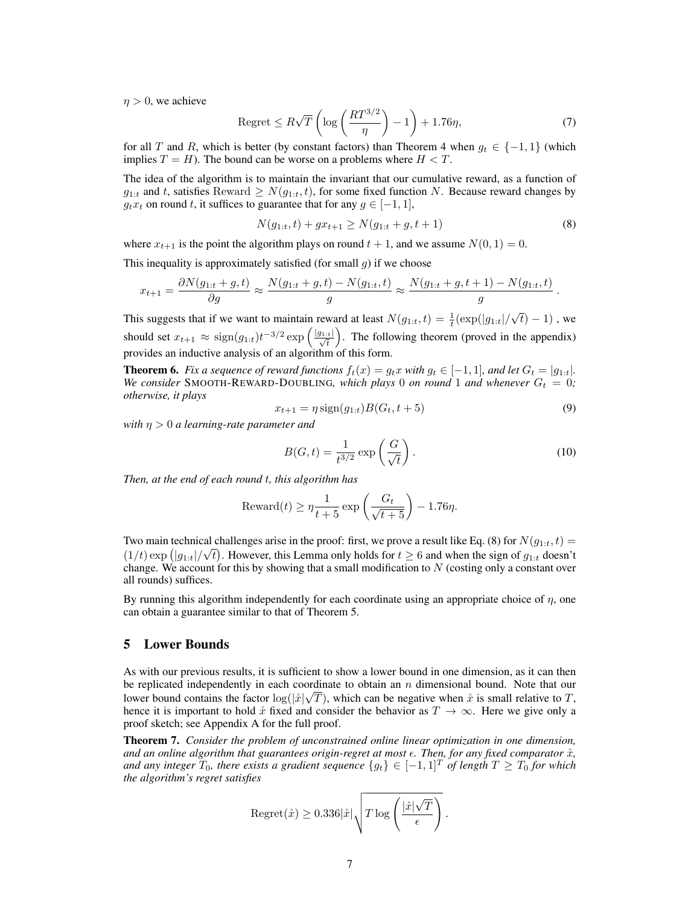$\eta > 0$, we achieve

$$\text{Regret} \leq R\sqrt{T}\left(\log\left(\frac{RT^{3/2}}{\eta}\right) - 1\right) + 1.76\eta, \tag{7}$$

for all $T$ and $R$, which is better (by constant factors) than Theorem 4 when $g_t \in \{-1, 1\}$ (which implies $T = H$). The bound can be worse on a problems where $H < T$.

The idea of the algorithm is to maintain the invariant that our cumulative reward, as a function of $g_{1:t}$ and $t$, satisfies $\text{Reward} \geq N(g_{1:t}, t)$, for some fixed function $N$. Because reward changes by $g_t x_t$ on round $t$, it suffices to guarantee that for any $g \in [-1, 1]$,

$$N(g_{1:t}, t) + g x_{t+1} \geq N(g_{1:t} + g, t + 1) \tag{8}$$

where $x_{t+1}$ is the point the algorithm plays on round $t + 1$, and we assume $N(0, 1) = 0$.

This inequality is approximately satisfied (for small $g$) if we choose

$$x_{t+1} = \frac{\partial N(g_{1:t} + g, t)}{\partial g} \approx \frac{N(g_{1:t} + g, t) - N(g_{1:t}, t)}{g} \approx \frac{N(g_{1:t} + g, t + 1) - N(g_{1:t}, t)}{g}.$$

This suggests that if we want to maintain reward at least $N(g_{1:t}, t) = \frac{1}{t}(\exp(|g_{1:t}|/\sqrt{t}) - 1)$ , we should set $x_{t+1} \approx \text{sign}(g_{1:t}) t^{-3/2} \exp\left(\frac{|g_{1:t}|}{\sqrt{t}}\right)$. The following theorem (proved in the appendix) provides an inductive analysis of an algorithm of this form.

**Theorem 6.** *Fix a sequence of reward functions $f_t(x) = g_t x$ with $g_t \in [-1, 1]$, and let $G_t = |g_{1:t}|$. We consider* SMOOTH-REWARD-DOUBLING, *which plays 0 on round 1 and whenever $G_t = 0$; otherwise, it plays*

$$x_{t+1} = \eta \, \text{sign}(g_{1:t}) B(G_t, t + 5) \tag{9}$$

*with $\eta > 0$ a learning-rate parameter and*

$$B(G, t) = \frac{1}{t^{3/2}} \exp\left(\frac{G}{\sqrt{t}}\right). \tag{10}$$

*Then, at the end of each round $t$, this algorithm has*

$$\text{Reward}(t) \geq \eta \frac{1}{t + 5} \exp\left(\frac{G_t}{\sqrt{t + 5}}\right) - 1.76\eta.$$

Two main technical challenges arise in the proof: first, we prove a result like Eq. (8) for $N(g_{1:t}, t) = (1/t) \exp\left(|g_{1:t}|/\sqrt{t}\right)$. However, this Lemma only holds for $t \geq 6$ and when the sign of $g_{1:t}$ doesn't change. We account for this by showing that a small modification to $N$ (costing only a constant over all rounds) suffices.

By running this algorithm independently for each coordinate using an appropriate choice of $\eta$, one can obtain a guarantee similar to that of Theorem 5.

## 5 Lower Bounds

As with our previous results, it is sufficient to show a lower bound in one dimension, as it can then be replicated independently in each coordinate to obtain an $n$ dimensional bound. Note that our lower bound contains the factor $\log(|\mathring{x}|\sqrt{T})$, which can be negative when $\mathring{x}$ is small relative to $T$, hence it is important to hold $\mathring{x}$ fixed and consider the behavior as $T \to \infty$. Here we give only a proof sketch; see Appendix A for the full proof.

**Theorem 7.** *Consider the problem of unconstrained online linear optimization in one dimension, and an online algorithm that guarantees origin-regret at most $\epsilon$. Then, for any fixed comparator $\mathring{x}$, and any integer $T_0$, there exists a gradient sequence $\{g_t\} \in [-1, 1]^T$ of length $T \geq T_0$ for which the algorithm's regret satisfies*

$$\text{Regret}(\mathring{x}) \geq 0.336|\mathring{x}|\sqrt{T \log\left(\frac{|\mathring{x}|\sqrt{T}}{\epsilon}\right)}.$$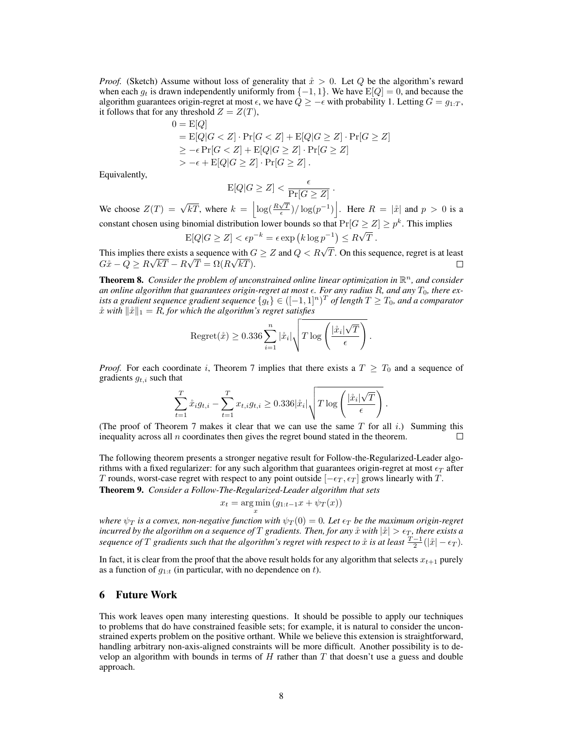*Proof.* (Sketch) Assume without loss of generality that $\mathring{x} > 0$. Let $Q$ be the algorithm's reward when each $g_t$ is drawn independently uniformly from $\{-1, 1\}$. We have $\mathrm{E}[Q] = 0$, and because the algorithm guarantees origin-regret at most $\epsilon$, we have $Q \geq -\epsilon$ with probability 1. Letting $G = g_{1:T}$, it follows that for any threshold $Z = Z(T)$,

$$
\begin{aligned}
0 &= \mathrm{E}[Q] \\
&= \mathrm{E}[Q|G < Z] \cdot \Pr[G < Z] + \mathrm{E}[Q|G \geq Z] \cdot \Pr[G \geq Z] \\
&\geq -\epsilon \Pr[G < Z] + \mathrm{E}[Q|G \geq Z] \cdot \Pr[G \geq Z] \\
&> -\epsilon + \mathrm{E}[Q|G \geq Z] \cdot \Pr[G \geq Z] .
\end{aligned}
$$

Equivalently,

$$
\mathrm{E}[Q|G \geq Z] < \frac{\epsilon}{\Pr[G \geq Z]} .
$$

We choose $Z(T) = \sqrt{kT}$, where $k = \left\lfloor \log(\frac{R\sqrt{T}}{\epsilon}) / \log(p^{-1}) \right\rfloor$. Here $R = |\mathring{x}|$ and $p > 0$ is a constant chosen using binomial distribution lower bounds so that $\Pr[G \geq Z] \geq p^k$. This implies

$$
\mathrm{E}[Q|G \geq Z] < \epsilon p^{-k} = \epsilon \exp\left(k \log p^{-1}\right) \leq R\sqrt{T} .
$$

This implies there exists a sequence with $G \geq Z$ and $Q < R\sqrt{T}$. On this sequence, regret is at least $G\mathring{x} - Q \geq R\sqrt{kT} - R\sqrt{T} = \Omega(R\sqrt{kT})$. □

**Theorem 8.** *Consider the problem of unconstrained online linear optimization in $\mathbb{R}^n$, and consider an online algorithm that guarantees origin-regret at most $\epsilon$. For any radius $R$, and any $T_0$, there exists a gradient sequence gradient sequence $\{g_t\} \in ([-1, 1]^n)^T$ of length $T \geq T_0$, and a comparator $\mathring{x}$ with $\|\mathring{x}\|_1 = R$, for which the algorithm's regret satisfies*

$$
\mathrm{Regret}(\mathring{x}) \geq 0.336 \sum_{i=1}^{n} |\mathring{x}_i| \sqrt{T \log\left(\frac{|\mathring{x}_i|\sqrt{T}}{\epsilon}\right)} .
$$

*Proof.* For each coordinate $i$, Theorem 7 implies that there exists a $T \geq T_0$ and a sequence of gradients $g_{t,i}$ such that

$$
\sum_{t=1}^{T} \mathring{x}_i g_{t,i} - \sum_{t=1}^{T} x_{t,i} g_{t,i} \geq 0.336 |\mathring{x}_i| \sqrt{T \log\left(\frac{|\mathring{x}_i|\sqrt{T}}{\epsilon}\right)} .
$$

(The proof of Theorem 7 makes it clear that we can use the same $T$ for all $i$.) Summing this inequality across all $n$ coordinates then gives the regret bound stated in the theorem. □

The following theorem presents a stronger negative result for Follow-the-Regularized-Leader algorithms with a fixed regularizer: for any such algorithm that guarantees origin-regret at most $\epsilon_T$ after $T$ rounds, worst-case regret with respect to any point outside $[-\epsilon_T, \epsilon_T]$ grows linearly with $T$.

**Theorem 9.** *Consider a Follow-The-Regularized-Leader algorithm that sets*

$$
x_t = \arg\min_x \left(g_{1:t-1} x + \psi_T(x)\right)
$$

*where $\psi_T$ is a convex, non-negative function with $\psi_T(0) = 0$. Let $\epsilon_T$ be the maximum origin-regret incurred by the algorithm on a sequence of $T$ gradients. Then, for any $\mathring{x}$ with $|\mathring{x}| > \epsilon_T$, there exists a sequence of $T$ gradients such that the algorithm's regret with respect to $\mathring{x}$ is at least $\frac{T-1}{2}(|\mathring{x}| - \epsilon_T)$.*

In fact, it is clear from the proof that the above result holds for any algorithm that selects $x_{t+1}$ purely as a function of $g_{1:t}$ (in particular, with no dependence on $t$).

## 6 Future Work

This work leaves open many interesting questions. It should be possible to apply our techniques to problems that do have constrained feasible sets; for example, it is natural to consider the unconstrained experts problem on the positive orthant. While we believe this extension is straightforward, handling arbitrary non-axis-aligned constraints will be more difficult. Another possibility is to develop an algorithm with bounds in terms of $H$ rather than $T$ that doesn't use a guess and double approach.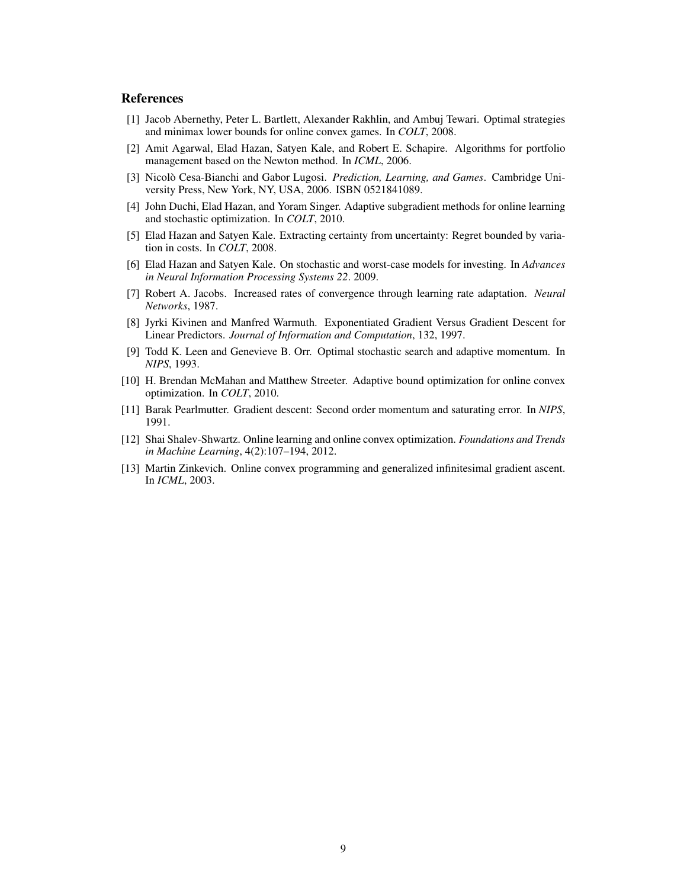## References

[1] Jacob Abernethy, Peter L. Bartlett, Alexander Rakhlin, and Ambuj Tewari. Optimal strategies and minimax lower bounds for online convex games. In *COLT*, 2008.

[2] Amit Agarwal, Elad Hazan, Satyen Kale, and Robert E. Schapire. Algorithms for portfolio management based on the Newton method. In *ICML*, 2006.

[3] Nicolò Cesa-Bianchi and Gabor Lugosi. *Prediction, Learning, and Games*. Cambridge University Press, New York, NY, USA, 2006. ISBN 0521841089.

[4] John Duchi, Elad Hazan, and Yoram Singer. Adaptive subgradient methods for online learning and stochastic optimization. In *COLT*, 2010.

[5] Elad Hazan and Satyen Kale. Extracting certainty from uncertainty: Regret bounded by variation in costs. In *COLT*, 2008.

[6] Elad Hazan and Satyen Kale. On stochastic and worst-case models for investing. In *Advances in Neural Information Processing Systems 22*. 2009.

[7] Robert A. Jacobs. Increased rates of convergence through learning rate adaptation. *Neural Networks*, 1987.

[8] Jyrki Kivinen and Manfred Warmuth. Exponentiated Gradient Versus Gradient Descent for Linear Predictors. *Journal of Information and Computation*, 132, 1997.

[9] Todd K. Leen and Genevieve B. Orr. Optimal stochastic search and adaptive momentum. In *NIPS*, 1993.

[10] H. Brendan McMahan and Matthew Streeter. Adaptive bound optimization for online convex optimization. In *COLT*, 2010.

[11] Barak Pearlmutter. Gradient descent: Second order momentum and saturating error. In *NIPS*, 1991.

[12] Shai Shalev-Shwartz. Online learning and online convex optimization. *Foundations and Trends in Machine Learning*, 4(2):107–194, 2012.

[13] Martin Zinkevich. Online convex programming and generalized infinitesimal gradient ascent. In *ICML*, 2003.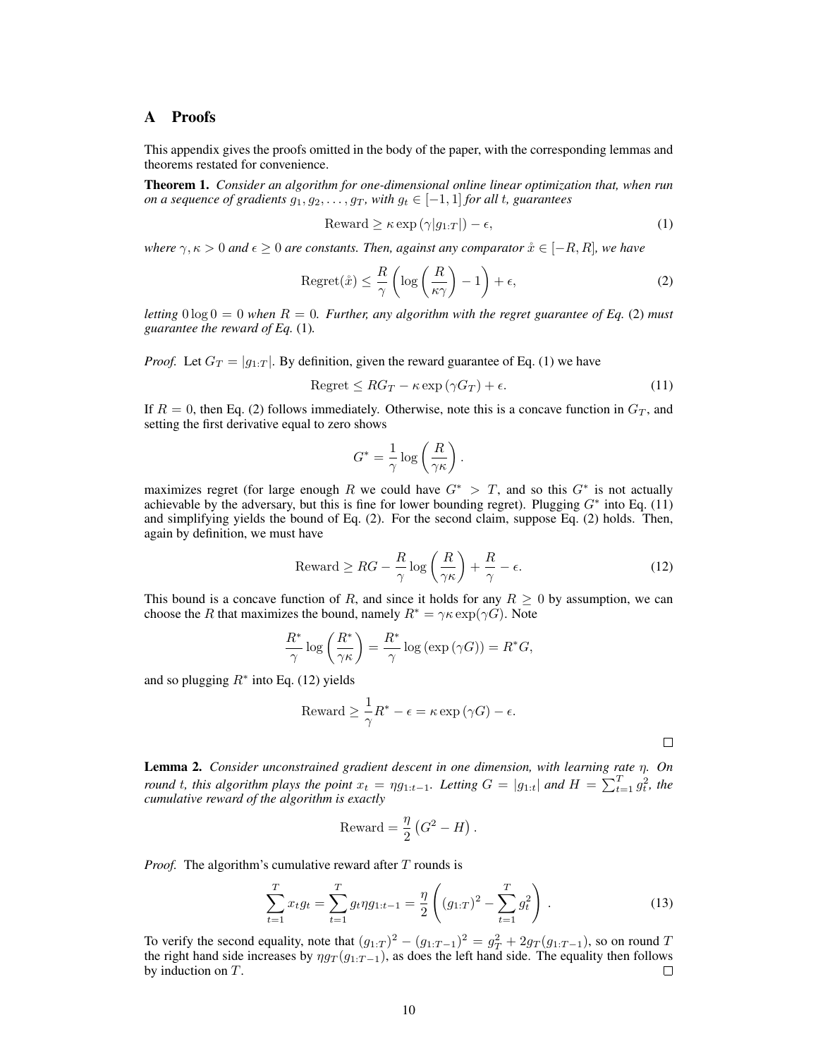# A Proofs

This appendix gives the proofs omitted in the body of the paper, with the corresponding lemmas and theorems restated for convenience.

**Theorem 1.** *Consider an algorithm for one-dimensional online linear optimization that, when run on a sequence of gradients $g_1, g_2, \ldots, g_T$, with $g_t \in [-1, 1]$ for all $t$, guarantees*

$$\text{Reward} \geq \kappa \exp\left(\gamma |g_{1:T}|\right) - \epsilon, \tag{1}$$

*where $\gamma, \kappa > 0$ and $\epsilon \geq 0$ are constants. Then, against any comparator $\mathring{x} \in [-R, R]$, we have*

$$\text{Regret}(\mathring{x}) \leq \frac{R}{\gamma}\left(\log\left(\frac{R}{\kappa\gamma}\right) - 1\right) + \epsilon, \tag{2}$$

*letting $0 \log 0 = 0$ when $R = 0$. Further, any algorithm with the regret guarantee of Eq. (2) must guarantee the reward of Eq. (1).*

*Proof.* Let $G_T = |g_{1:T}|$. By definition, given the reward guarantee of Eq. (1) we have

$$\text{Regret} \leq RG_T - \kappa \exp\left(\gamma G_T\right) + \epsilon. \tag{11}$$

If $R = 0$, then Eq. (2) follows immediately. Otherwise, note this is a concave function in $G_T$, and setting the first derivative equal to zero shows

$$G^* = \frac{1}{\gamma} \log\left(\frac{R}{\gamma\kappa}\right).$$

maximizes regret (for large enough $R$ we could have $G^* > T$, and so this $G^*$ is not actually achievable by the adversary, but this is fine for lower bounding regret). Plugging $G^*$ into Eq. (11) and simplifying yields the bound of Eq. (2). For the second claim, suppose Eq. (2) holds. Then, again by definition, we must have

$$\text{Reward} \geq RG - \frac{R}{\gamma} \log\left(\frac{R}{\gamma\kappa}\right) + \frac{R}{\gamma} - \epsilon. \tag{12}$$

This bound is a concave function of $R$, and since it holds for any $R \geq 0$ by assumption, we can choose the $R$ that maximizes the bound, namely $R^* = \gamma\kappa \exp(\gamma G)$. Note

$$\frac{R^*}{\gamma} \log\left(\frac{R^*}{\gamma\kappa}\right) = \frac{R^*}{\gamma} \log\left(\exp\left(\gamma G\right)\right) = R^* G,$$

and so plugging $R^*$ into Eq. (12) yields

$$\text{Reward} \geq \frac{1}{\gamma} R^* - \epsilon = \kappa \exp\left(\gamma G\right) - \epsilon.$$

□

**Lemma 2.** *Consider unconstrained gradient descent in one dimension, with learning rate $\eta$. On round $t$, this algorithm plays the point $x_t = \eta g_{1:t-1}$. Letting $G = |g_{1:t}|$ and $H = \sum_{t=1}^{T} g_t^2$, the cumulative reward of the algorithm is exactly*

$$\text{Reward} = \frac{\eta}{2}\left(G^2 - H\right).$$

*Proof.* The algorithm's cumulative reward after $T$ rounds is

$$\sum_{t=1}^{T} x_t g_t = \sum_{t=1}^{T} g_t \eta g_{1:t-1} = \frac{\eta}{2}\left((g_{1:T})^2 - \sum_{t=1}^{T} g_t^2\right). \tag{13}$$

To verify the second equality, note that $(g_{1:T})^2 - (g_{1:T-1})^2 = g_T^2 + 2g_T(g_{1:T-1})$, so on round $T$ the right hand side increases by $\eta g_T(g_{1:T-1})$, as does the left hand side. The equality then follows by induction on $T$. □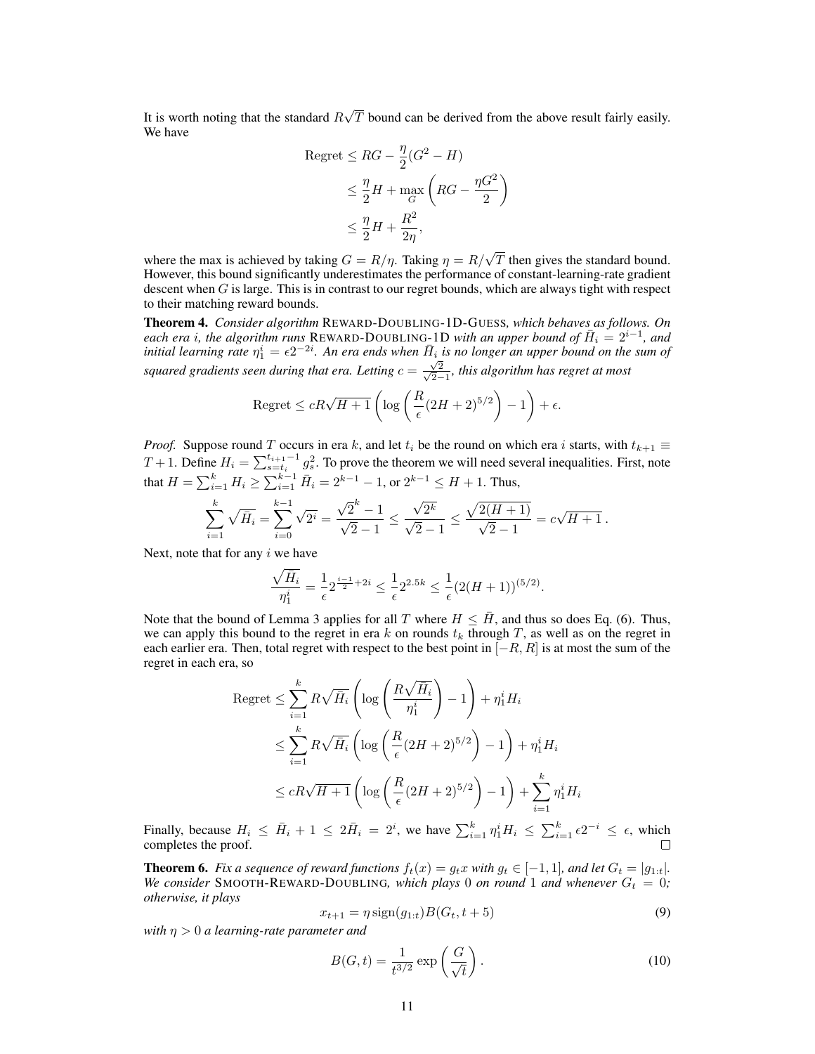It is worth noting that the standard $R\sqrt{T}$ bound can be derived from the above result fairly easily. We have

$$
\begin{aligned}
\text{Regret} &\le RG - \frac{\eta}{2}(G^2 - H) \\
&\le \frac{\eta}{2}H + \max_G \left( RG - \frac{\eta G^2}{2} \right) \\
&\le \frac{\eta}{2}H + \frac{R^2}{2\eta},
\end{aligned}
$$

where the max is achieved by taking $G = R/\eta$. Taking $\eta = R/\sqrt{T}$ then gives the standard bound. However, this bound significantly underestimates the performance of constant-learning-rate gradient descent when $G$ is large. This is in contrast to our regret bounds, which are always tight with respect to their matching reward bounds.

**Theorem 4.** *Consider algorithm* REWARD-DOUBLING-1D-GUESS*, which behaves as follows. On each era $i$, the algorithm runs* REWARD-DOUBLING-1D *with an upper bound of $\bar{H}_i = 2^{i-1}$, and initial learning rate $\eta_1^i = \epsilon 2^{-2i}$. An era ends when $\bar{H}_i$ is no longer an upper bound on the sum of squared gradients seen during that era. Letting $c = \frac{\sqrt{2}}{\sqrt{2}-1}$, this algorithm has regret at most*

$$
\text{Regret} \le cR\sqrt{H+1}\left( \log\left( \frac{R}{\epsilon}(2H+2)^{5/2} \right) - 1 \right) + \epsilon.
$$

*Proof.* Suppose round $T$ occurs in era $k$, and let $t_i$ be the round on which era $i$ starts, with $t_{k+1} \equiv T+1$. Define $H_i = \sum_{s=t_i}^{t_{i+1}-1} g_s^2$. To prove the theorem we will need several inequalities. First, note that $H = \sum_{i=1}^{k} H_i \ge \sum_{i=1}^{k-1} \bar{H}_i = 2^{k-1} - 1$, or $2^{k-1} \le H + 1$. Thus,

$$
\sum_{i=1}^{k} \sqrt{\bar{H}_i} = \sum_{i=0}^{k-1} \sqrt{2^i} = \frac{\sqrt{2}^k - 1}{\sqrt{2}-1} \le \frac{\sqrt{2^k}}{\sqrt{2}-1} \le \frac{\sqrt{2(H+1)}}{\sqrt{2}-1} = c\sqrt{H+1}\,.
$$

Next, note that for any $i$ we have

$$
\frac{\sqrt{\bar{H}_i}}{\eta_1^i} = \frac{1}{\epsilon} 2^{\frac{i-1}{2}+2i} \le \frac{1}{\epsilon} 2^{2.5k} \le \frac{1}{\epsilon}(2(H+1))^{(5/2)}.
$$

Note that the bound of Lemma 3 applies for all $T$ where $H \le \bar{H}$, and thus so does Eq. (6). Thus, we can apply this bound to the regret in era $k$ on rounds $t_k$ through $T$, as well as on the regret in each earlier era. Then, total regret with respect to the best point in $[-R, R]$ is at most the sum of the regret in each era, so

$$
\begin{aligned}
\text{Regret} &\le \sum_{i=1}^{k} R\sqrt{\bar{H}_i}\left( \log\left( \frac{R\sqrt{\bar{H}_i}}{\eta_1^i} \right) - 1 \right) + \eta_1^i H_i \\
&\le \sum_{i=1}^{k} R\sqrt{\bar{H}_i}\left( \log\left( \frac{R}{\epsilon}(2H+2)^{5/2} \right) - 1 \right) + \eta_1^i H_i \\
&\le cR\sqrt{H+1}\left( \log\left( \frac{R}{\epsilon}(2H+2)^{5/2} \right) - 1 \right) + \sum_{i=1}^{k} \eta_1^i H_i
\end{aligned}
$$

Finally, because $H_i \le \bar{H}_i + 1 \le 2\bar{H}_i = 2^i$, we have $\sum_{i=1}^{k} \eta_1^i H_i \le \sum_{i=1}^{k} \epsilon 2^{-i} \le \epsilon$, which completes the proof. □

**Theorem 6.** *Fix a sequence of reward functions $f_t(x) = g_t x$ with $g_t \in [-1, 1]$, and let $G_t = |g_{1:t}|$. We consider* SMOOTH-REWARD-DOUBLING*, which plays 0 on round 1 and whenever $G_t = 0$; otherwise, it plays*

$$
x_{t+1} = \eta \,\text{sign}(g_{1:t}) B(G_t, t+5) \tag{9}
$$

*with $\eta > 0$ a learning-rate parameter and*

$$
B(G, t) = \frac{1}{t^{3/2}} \exp\left( \frac{G}{\sqrt{t}} \right). \tag{10}
$$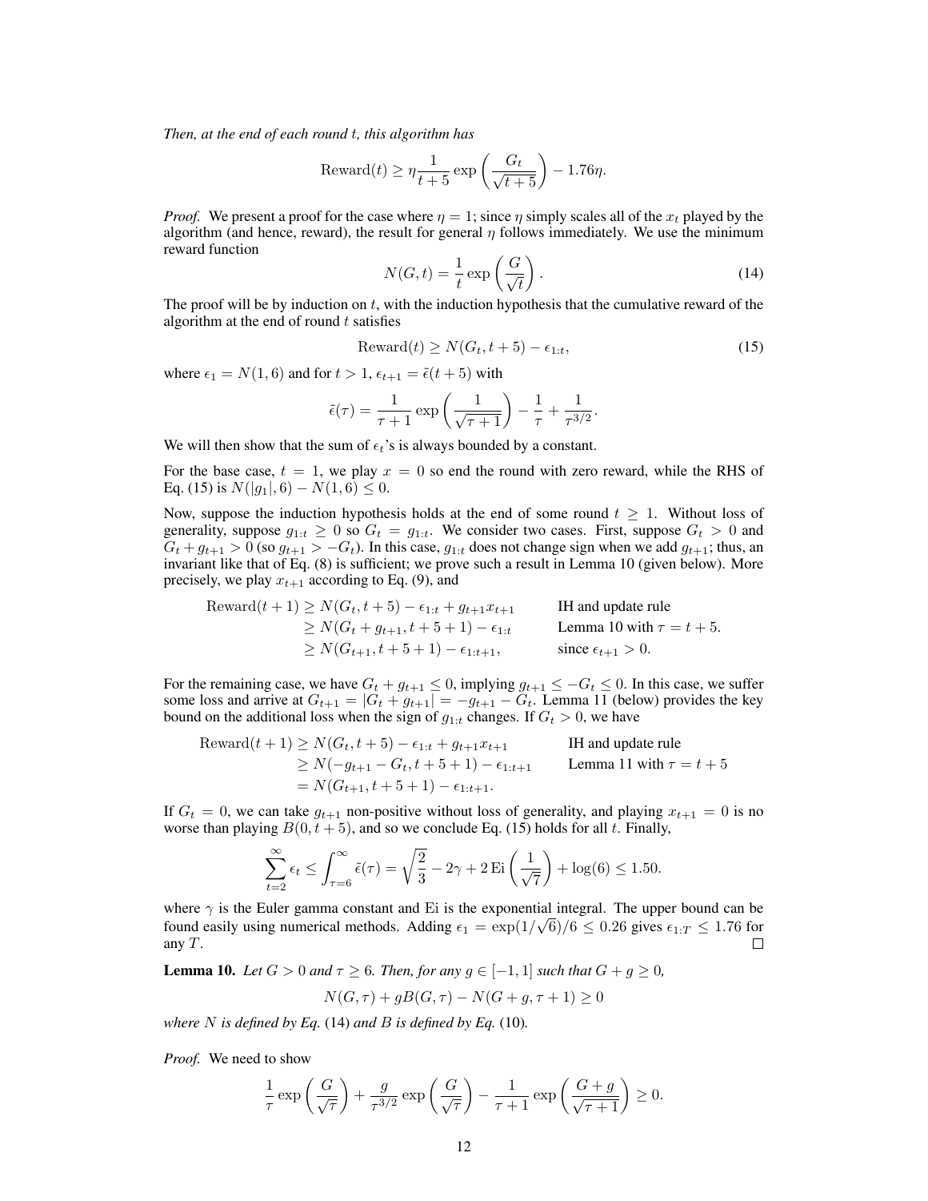*Then, at the end of each round $t$, this algorithm has*

$$\text{Reward}(t) \geq \eta \frac{1}{t+5} \exp\left(\frac{G_t}{\sqrt{t+5}}\right) - 1.76\eta.$$

*Proof.* We present a proof for the case where $\eta = 1$; since $\eta$ simply scales all of the $x_t$ played by the algorithm (and hence, reward), the result for general $\eta$ follows immediately. We use the minimum reward function

$$N(G, t) = \frac{1}{t} \exp\left(\frac{G}{\sqrt{t}}\right). \tag{14}$$

The proof will be by induction on $t$, with the induction hypothesis that the cumulative reward of the algorithm at the end of round $t$ satisfies

$$\text{Reward}(t) \geq N(G_t, t+5) - \epsilon_{1:t}, \tag{15}$$

where $\epsilon_1 = N(1, 6)$ and for $t > 1$, $\epsilon_{t+1} = \tilde{\epsilon}(t+5)$ with

$$\tilde{\epsilon}(\tau) = \frac{1}{\tau+1} \exp\left(\frac{1}{\sqrt{\tau+1}}\right) - \frac{1}{\tau} + \frac{1}{\tau^{3/2}}.$$

We will then show that the sum of $\epsilon_t$'s is always bounded by a constant.

For the base case, $t = 1$, we play $x = 0$ so end the round with zero reward, while the RHS of Eq. (15) is $N(|g_1|, 6) - N(1, 6) \leq 0$.

Now, suppose the induction hypothesis holds at the end of some round $t \geq 1$. Without loss of generality, suppose $g_{1:t} \geq 0$ so $G_t = g_{1:t}$. We consider two cases. First, suppose $G_t > 0$ and $G_t + g_{t+1} > 0$ (so $g_{t+1} > -G_t$). In this case, $g_{1:t}$ does not change sign when we add $g_{t+1}$; thus, an invariant like that of Eq. (8) is sufficient; we prove such a result in Lemma 10 (given below). More precisely, we play $x_{t+1}$ according to Eq. (9), and

$$\begin{aligned}
\text{Reward}(t+1) &\geq N(G_t, t+5) - \epsilon_{1:t} + g_{t+1}x_{t+1} && \text{IH and update rule} \\
&\geq N(G_t + g_{t+1}, t+5+1) - \epsilon_{1:t} && \text{Lemma 10 with } \tau = t+5. \\
&\geq N(G_{t+1}, t+5+1) - \epsilon_{1:t+1}, && \text{since } \epsilon_{t+1} > 0.
\end{aligned}$$

For the remaining case, we have $G_t + g_{t+1} \leq 0$, implying $g_{t+1} \leq -G_t \leq 0$. In this case, we suffer some loss and arrive at $G_{t+1} = |G_t + g_{t+1}| = -g_{t+1} - G_t$. Lemma 11 (below) provides the key bound on the additional loss when the sign of $g_{1:t}$ changes. If $G_t > 0$, we have

$$\begin{aligned}
\text{Reward}(t+1) &\geq N(G_t, t+5) - \epsilon_{1:t} + g_{t+1}x_{t+1} && \text{IH and update rule} \\
&\geq N(-g_{t+1} - G_t, t+5+1) - \epsilon_{1:t+1} && \text{Lemma 11 with } \tau = t+5 \\
&= N(G_{t+1}, t+5+1) - \epsilon_{1:t+1}.
\end{aligned}$$

If $G_t = 0$, we can take $g_{t+1}$ non-positive without loss of generality, and playing $x_{t+1} = 0$ is no worse than playing $B(0, t+5)$, and so we conclude Eq. (15) holds for all $t$. Finally,

$$\sum_{t=2}^{\infty} \epsilon_t \leq \int_{\tau=6}^{\infty} \tilde{\epsilon}(\tau) = \sqrt{\frac{2}{3}} - 2\gamma + 2\,\text{Ei}\left(\frac{1}{\sqrt{7}}\right) + \log(6) \leq 1.50.$$

where $\gamma$ is the Euler gamma constant and Ei is the exponential integral. The upper bound can be found easily using numerical methods. Adding $\epsilon_1 = \exp(1/\sqrt{6})/6 \leq 0.26$ gives $\epsilon_{1:T} \leq 1.76$ for any $T$. $\square$

**Lemma 10.** *Let $G > 0$ and $\tau \geq 6$. Then, for any $g \in [-1, 1]$ such that $G + g \geq 0$,*

$$N(G, \tau) + gB(G, \tau) - N(G+g, \tau+1) \geq 0$$

*where $N$ is defined by Eq. (14) and $B$ is defined by Eq. (10).*

*Proof.* We need to show

$$\frac{1}{\tau} \exp\left(\frac{G}{\sqrt{\tau}}\right) + \frac{g}{\tau^{3/2}} \exp\left(\frac{G}{\sqrt{\tau}}\right) - \frac{1}{\tau+1} \exp\left(\frac{G+g}{\sqrt{\tau+1}}\right) \geq 0.$$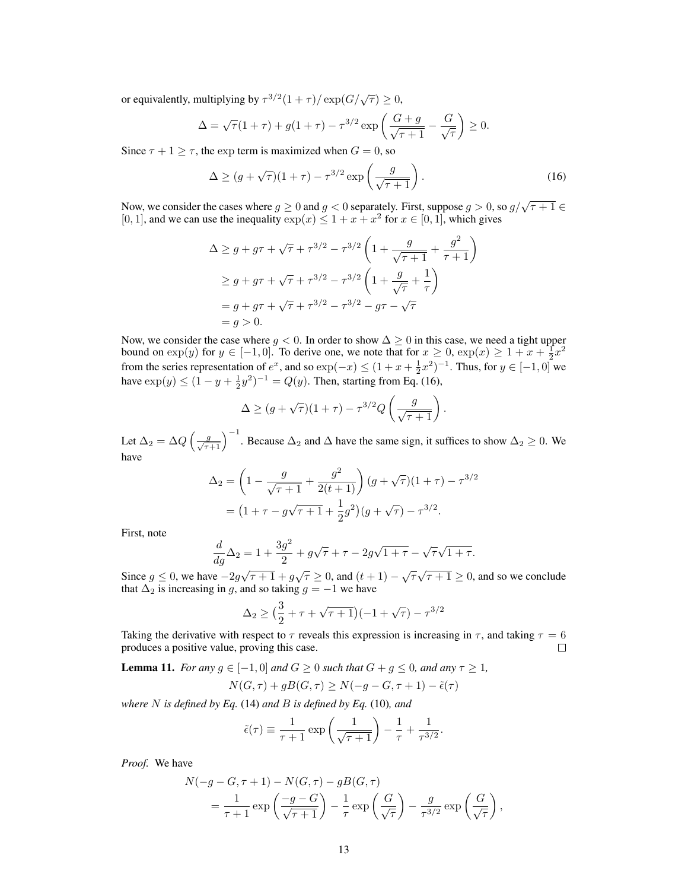or equivalently, multiplying by $\tau^{3/2}(1+\tau)/\exp(G/\sqrt{\tau}) \geq 0$,

$$\Delta = \sqrt{\tau}(1+\tau) + g(1+\tau) - \tau^{3/2} \exp\left(\frac{G+g}{\sqrt{\tau+1}} - \frac{G}{\sqrt{\tau}}\right) \geq 0.$$

Since $\tau + 1 \geq \tau$, the $\exp$ term is maximized when $G = 0$, so

$$\Delta \geq (g + \sqrt{\tau})(1+\tau) - \tau^{3/2} \exp\left(\frac{g}{\sqrt{\tau+1}}\right). \tag{16}$$

Now, we consider the cases where $g \geq 0$ and $g < 0$ separately. First, suppose $g > 0$, so $g/\sqrt{\tau+1} \in [0, 1]$, and we can use the inequality $\exp(x) \leq 1 + x + x^2$ for $x \in [0, 1]$, which gives

$$\begin{aligned}
\Delta &\geq g + g\tau + \sqrt{\tau} + \tau^{3/2} - \tau^{3/2}\left(1 + \frac{g}{\sqrt{\tau+1}} + \frac{g^2}{\tau+1}\right) \\
&\geq g + g\tau + \sqrt{\tau} + \tau^{3/2} - \tau^{3/2}\left(1 + \frac{g}{\sqrt{\tau}} + \frac{1}{\tau}\right) \\
&= g + g\tau + \sqrt{\tau} + \tau^{3/2} - \tau^{3/2} - g\tau - \sqrt{\tau} \\
&= g > 0.
\end{aligned}$$

Now, we consider the case where $g < 0$. In order to show $\Delta \geq 0$ in this case, we need a tight upper bound on $\exp(y)$ for $y \in [-1, 0]$. To derive one, we note that for $x \geq 0$, $\exp(x) \geq 1 + x + \frac{1}{2}x^2$ from the series representation of $e^x$, and so $\exp(-x) \leq (1 + x + \frac{1}{2}x^2)^{-1}$. Thus, for $y \in [-1, 0]$ we have $\exp(y) \leq (1 - y + \frac{1}{2}y^2)^{-1} = Q(y)$. Then, starting from Eq. (16),

$$\Delta \geq (g + \sqrt{\tau})(1+\tau) - \tau^{3/2} Q\left(\frac{g}{\sqrt{\tau+1}}\right).$$

Let $\Delta_2 = \Delta Q\left(\frac{g}{\sqrt{\tau+1}}\right)^{-1}$. Because $\Delta_2$ and $\Delta$ have the same sign, it suffices to show $\Delta_2 \geq 0$. We have

$$\begin{aligned}
\Delta_2 &= \left(1 - \frac{g}{\sqrt{\tau+1}} + \frac{g^2}{2(t+1)}\right)(g + \sqrt{\tau})(1+\tau) - \tau^{3/2} \\
&= \left(1 + \tau - g\sqrt{\tau+1} + \frac{1}{2}g^2\right)(g + \sqrt{\tau}) - \tau^{3/2}.
\end{aligned}$$

First, note

$$\frac{d}{dg}\Delta_2 = 1 + \frac{3g^2}{2} + g\sqrt{\tau} + \tau - 2g\sqrt{1+\tau} - \sqrt{\tau}\sqrt{1+\tau}.$$

Since $g \leq 0$, we have $-2g\sqrt{\tau+1} + g\sqrt{\tau} \geq 0$, and $(t+1) - \sqrt{\tau}\sqrt{\tau+1} \geq 0$, and so we conclude that $\Delta_2$ is increasing in $g$, and so taking $g = -1$ we have

$$\Delta_2 \geq \left(\frac{3}{2} + \tau + \sqrt{\tau+1}\right)(-1 + \sqrt{\tau}) - \tau^{3/2}$$

Taking the derivative with respect to $\tau$ reveals this expression is increasing in $\tau$, and taking $\tau = 6$ produces a positive value, proving this case. ∎

**Lemma 11.** *For any $g \in [-1, 0]$ and $G \geq 0$ such that $G + g \leq 0$, and any $\tau \geq 1$,*

$$N(G, \tau) + gB(G, \tau) \geq N(-g - G, \tau + 1) - \tilde{\epsilon}(\tau)$$

*where $N$ is defined by Eq.* (14) *and $B$ is defined by Eq.* (10)*, and*

$$\tilde{\epsilon}(\tau) \equiv \frac{1}{\tau+1}\exp\left(\frac{1}{\sqrt{\tau+1}}\right) - \frac{1}{\tau} + \frac{1}{\tau^{3/2}}.$$

*Proof.* We have

$$\begin{aligned}
&N(-g - G, \tau + 1) - N(G, \tau) - gB(G, \tau) \\
&\quad = \frac{1}{\tau+1}\exp\left(\frac{-g-G}{\sqrt{\tau+1}}\right) - \frac{1}{\tau}\exp\left(\frac{G}{\sqrt{\tau}}\right) - \frac{g}{\tau^{3/2}}\exp\left(\frac{G}{\sqrt{\tau}}\right),
\end{aligned}$$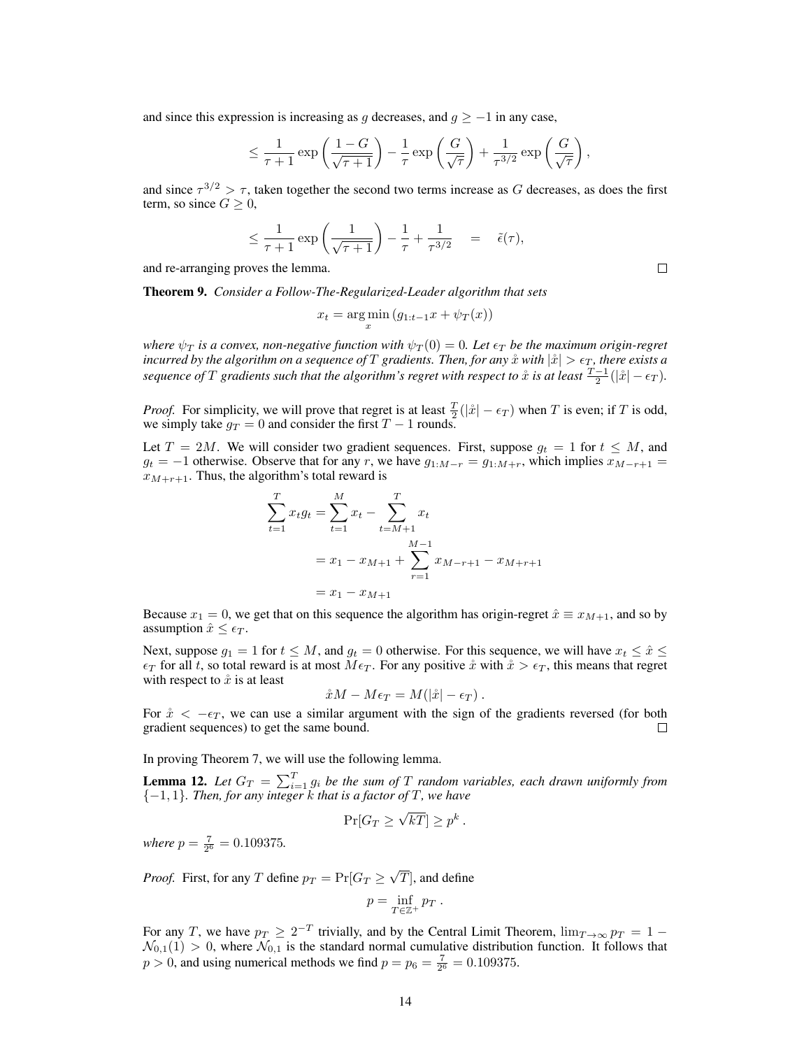and since this expression is increasing as $g$ decreases, and $g \geq -1$ in any case,

$$\leq \frac{1}{\tau+1}\exp\left(\frac{1-G}{\sqrt{\tau+1}}\right) - \frac{1}{\tau}\exp\left(\frac{G}{\sqrt{\tau}}\right) + \frac{1}{\tau^{3/2}}\exp\left(\frac{G}{\sqrt{\tau}}\right),$$

and since $\tau^{3/2} > \tau$, taken together the second two terms increase as $G$ decreases, as does the first term, so since $G \geq 0$,

$$\leq \frac{1}{\tau+1}\exp\left(\frac{1}{\sqrt{\tau+1}}\right) - \frac{1}{\tau} + \frac{1}{\tau^{3/2}} \quad = \quad \tilde{\epsilon}(\tau),$$

and re-arranging proves the lemma. □

**Theorem 9.** *Consider a Follow-The-Regularized-Leader algorithm that sets*

$$x_t = \arg\min_x \left(g_{1:t-1}x + \psi_T(x)\right)$$

*where $\psi_T$ is a convex, non-negative function with $\psi_T(0) = 0$. Let $\epsilon_T$ be the maximum origin-regret incurred by the algorithm on a sequence of $T$ gradients. Then, for any $\mathring{x}$ with $|\mathring{x}| > \epsilon_T$, there exists a sequence of $T$ gradients such that the algorithm's regret with respect to $\mathring{x}$ is at least $\frac{T-1}{2}(|\mathring{x}| - \epsilon_T)$.*

*Proof.* For simplicity, we will prove that regret is at least $\frac{T}{2}(|\mathring{x}| - \epsilon_T)$ when $T$ is even; if $T$ is odd, we simply take $g_T = 0$ and consider the first $T-1$ rounds.

Let $T = 2M$. We will consider two gradient sequences. First, suppose $g_t = 1$ for $t \leq M$, and $g_t = -1$ otherwise. Observe that for any $r$, we have $g_{1:M-r} = g_{1:M+r}$, which implies $x_{M-r+1} = x_{M+r+1}$. Thus, the algorithm's total reward is

$$\begin{aligned}
\sum_{t=1}^{T} x_t g_t &= \sum_{t=1}^{M} x_t - \sum_{t=M+1}^{T} x_t \\
&= x_1 - x_{M+1} + \sum_{r=1}^{M-1} x_{M-r+1} - x_{M+r+1} \\
&= x_1 - x_{M+1}
\end{aligned}$$

Because $x_1 = 0$, we get that on this sequence the algorithm has origin-regret $\hat{x} \equiv x_{M+1}$, and so by assumption $\hat{x} \leq \epsilon_T$.

Next, suppose $g_1 = 1$ for $t \leq M$, and $g_t = 0$ otherwise. For this sequence, we will have $x_t \leq \hat{x} \leq \epsilon_T$ for all $t$, so total reward is at most $M\epsilon_T$. For any positive $\mathring{x}$ with $\mathring{x} > \epsilon_T$, this means that regret with respect to $\mathring{x}$ is at least

$$\mathring{x}M - M\epsilon_T = M(|\mathring{x}| - \epsilon_T)\,.$$

For $\mathring{x} < -\epsilon_T$, we can use a similar argument with the sign of the gradients reversed (for both gradient sequences) to get the same bound. □

In proving Theorem 7, we will use the following lemma.

**Lemma 12.** *Let $G_T = \sum_{i=1}^{T} g_i$ be the sum of $T$ random variables, each drawn uniformly from $\{-1, 1\}$. Then, for any integer $k$ that is a factor of $T$, we have*

$$\Pr[G_T \geq \sqrt{kT}] \geq p^k\,.$$

*where $p = \frac{7}{2^6} = 0.109375$.*

*Proof.* First, for any $T$ define $p_T = \Pr[G_T \geq \sqrt{T}]$, and define

$$p = \inf_{T \in \mathbb{Z}^+} p_T\,.$$

For any $T$, we have $p_T \geq 2^{-T}$ trivially, and by the Central Limit Theorem, $\lim_{T\to\infty} p_T = 1 - \mathcal{N}_{0,1}(1) > 0$, where $\mathcal{N}_{0,1}$ is the standard normal cumulative distribution function. It follows that $p > 0$, and using numerical methods we find $p = p_6 = \frac{7}{2^6} = 0.109375$.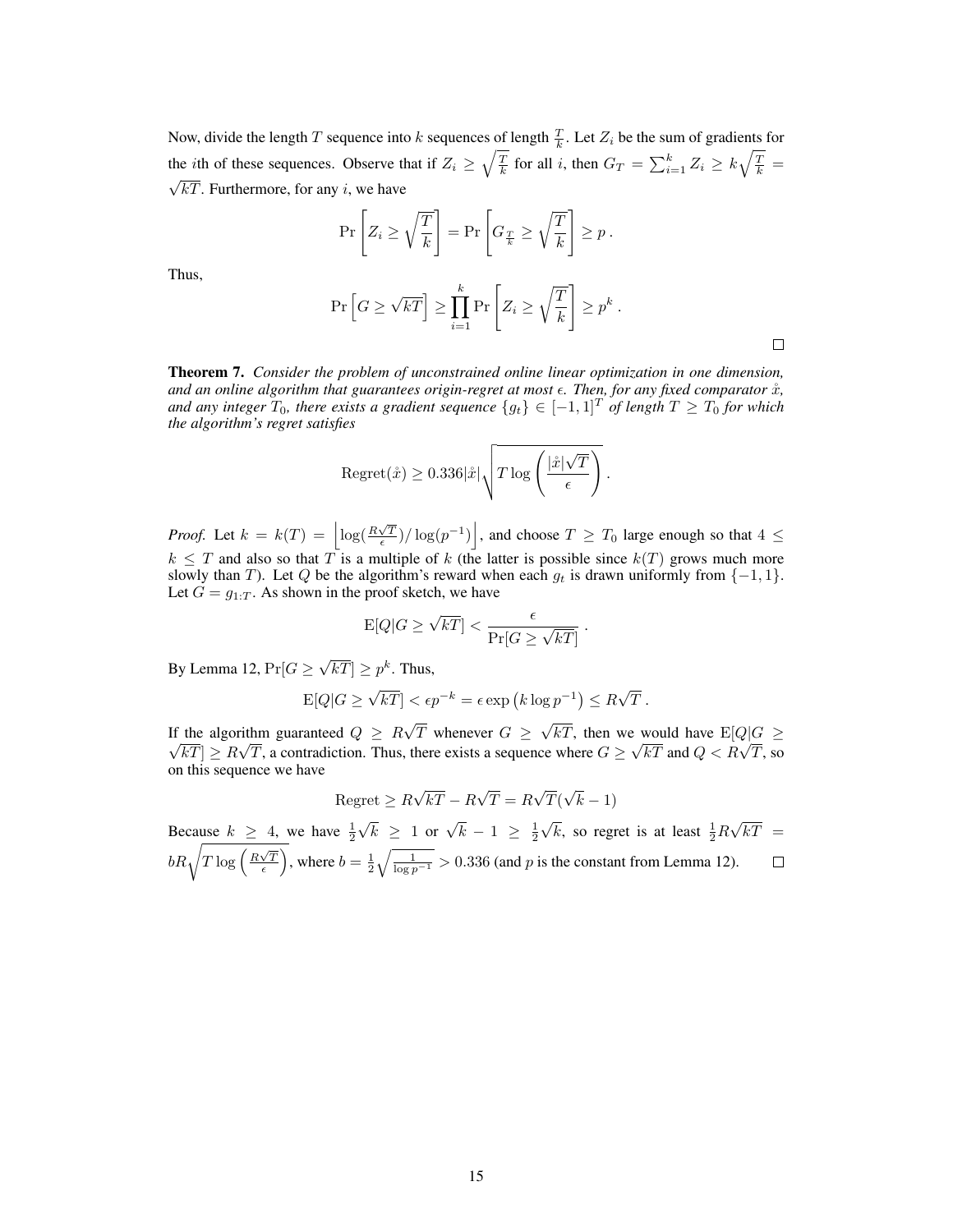Now, divide the length $T$ sequence into $k$ sequences of length $\frac{T}{k}$. Let $Z_i$ be the sum of gradients for the $i$th of these sequences. Observe that if $Z_i \geq \sqrt{\frac{T}{k}}$ for all $i$, then $G_T = \sum_{i=1}^{k} Z_i \geq k\sqrt{\frac{T}{k}} = \sqrt{kT}$. Furthermore, for any $i$, we have

$$\Pr\left[Z_i \geq \sqrt{\frac{T}{k}}\right] = \Pr\left[G_{\frac{T}{k}} \geq \sqrt{\frac{T}{k}}\right] \geq p\,.$$

Thus,

$$\Pr\left[G \geq \sqrt{kT}\right] \geq \prod_{i=1}^{k} \Pr\left[Z_i \geq \sqrt{\frac{T}{k}}\right] \geq p^k\,.$$

□

**Theorem 7.** *Consider the problem of unconstrained online linear optimization in one dimension, and an online algorithm that guarantees origin-regret at most $\epsilon$. Then, for any fixed comparator $\mathring{x}$, and any integer $T_0$, there exists a gradient sequence $\{g_t\} \in [-1,1]^T$ of length $T \geq T_0$ for which the algorithm's regret satisfies*

$$\text{Regret}(\mathring{x}) \geq 0.336|\mathring{x}|\sqrt{T\log\left(\frac{|\mathring{x}|\sqrt{T}}{\epsilon}\right)}\,.$$

*Proof.* Let $k = k(T) = \left\lfloor \log(\frac{R\sqrt{T}}{\epsilon})/\log(p^{-1})\right\rfloor$, and choose $T \geq T_0$ large enough so that $4 \leq k \leq T$ and also so that $T$ is a multiple of $k$ (the latter is possible since $k(T)$ grows much more slowly than $T$). Let $Q$ be the algorithm's reward when each $g_t$ is drawn uniformly from $\{-1,1\}$. Let $G = g_{1:T}$. As shown in the proof sketch, we have

$$\text{E}[Q|G \geq \sqrt{kT}] < \frac{\epsilon}{\Pr[G \geq \sqrt{kT}]}\,.$$

By Lemma 12, $\Pr[G \geq \sqrt{kT}] \geq p^k$. Thus,

$$\text{E}[Q|G \geq \sqrt{kT}] < \epsilon p^{-k} = \epsilon\exp\left(k\log p^{-1}\right) \leq R\sqrt{T}\,.$$

If the algorithm guaranteed $Q \geq R\sqrt{T}$ whenever $G \geq \sqrt{kT}$, then we would have $\text{E}[Q|G \geq \sqrt{kT}] \geq R\sqrt{T}$, a contradiction. Thus, there exists a sequence where $G \geq \sqrt{kT}$ and $Q < R\sqrt{T}$, so on this sequence we have

$$\text{Regret} \geq R\sqrt{kT} - R\sqrt{T} = R\sqrt{T}(\sqrt{k}-1)$$

Because $k \geq 4$, we have $\frac{1}{2}\sqrt{k} \geq 1$ or $\sqrt{k} - 1 \geq \frac{1}{2}\sqrt{k}$, so regret is at least $\frac{1}{2}R\sqrt{kT} = bR\sqrt{T\log\left(\frac{R\sqrt{T}}{\epsilon}\right)}$, where $b = \frac{1}{2}\sqrt{\frac{1}{\log p^{-1}}} > 0.336$ (and $p$ is the constant from Lemma 12). □